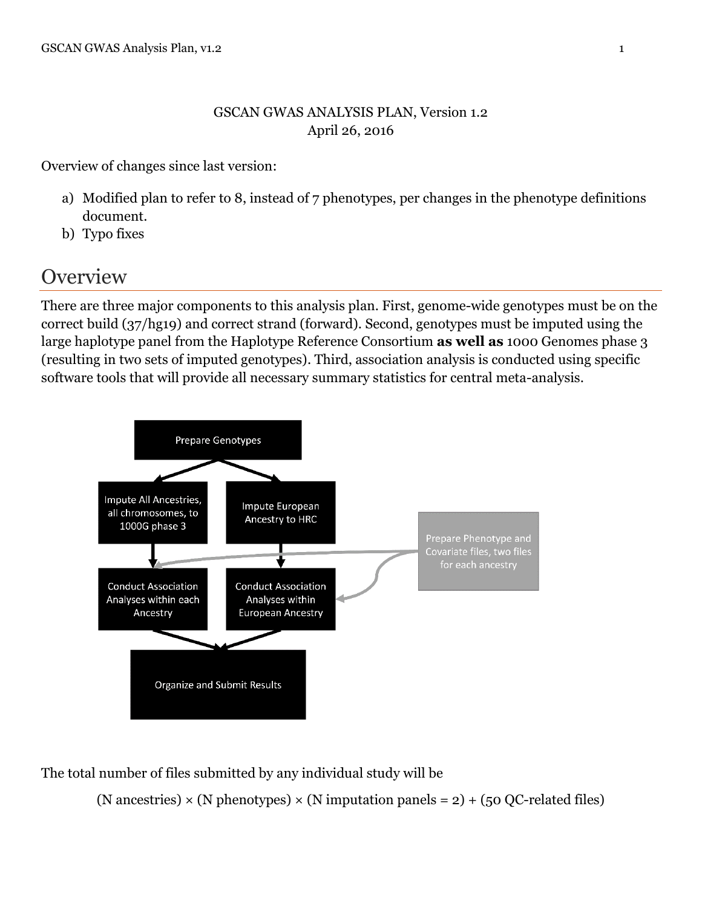GSCAN GWAS ANALYSIS PLAN, Version 1.2
April 26, 2016

Overview of changes since last version:

a) Modified plan to refer to 8, instead of 7 phenotypes, per changes in the phenotype definitions document.
b) Typo fixes

# Overview

There are three major components to this analysis plan. First, genome-wide genotypes must be on the correct build (37/hg19) and correct strand (forward). Second, genotypes must be imputed using the large haplotype panel from the Haplotype Reference Consortium **as well as** 1000 Genomes phase 3 (resulting in two sets of imputed genotypes). Third, association analysis is conducted using specific software tools that will provide all necessary summary statistics for central meta-analysis.

Prepare Genotypes

Impute All Ancestries, all chromosomes, to 1000G phase 3

Impute European Ancestry to HRC

Prepare Phenotype and Covariate files, two files for each ancestry

Conduct Association Analyses within each Ancestry

Conduct Association Analyses within European Ancestry

Organize and Submit Results

The total number of files submitted by any individual study will be

(N ancestries) × (N phenotypes) × (N imputation panels = 2) + (50 QC-related files)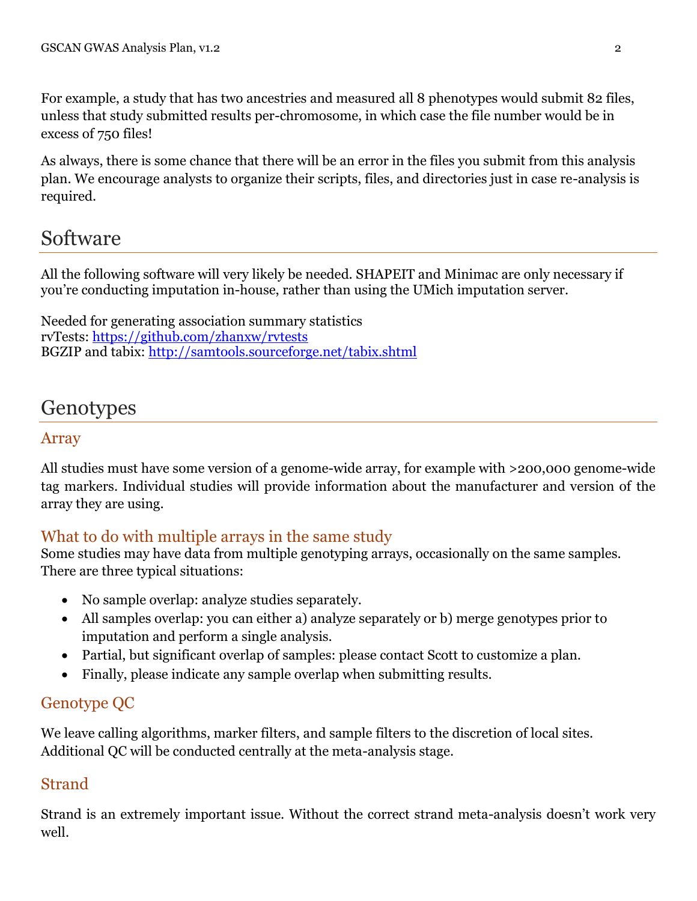For example, a study that has two ancestries and measured all 8 phenotypes would submit 82 files, unless that study submitted results per-chromosome, in which case the file number would be in excess of 750 files!

As always, there is some chance that there will be an error in the files you submit from this analysis plan. We encourage analysts to organize their scripts, files, and directories just in case re-analysis is required.

# Software

All the following software will very likely be needed. SHAPEIT and Minimac are only necessary if you're conducting imputation in-house, rather than using the UMich imputation server.

Needed for generating association summary statistics
rvTests: https://github.com/zhanxw/rvtests
BGZIP and tabix: http://samtools.sourceforge.net/tabix.shtml

# Genotypes

## Array

All studies must have some version of a genome-wide array, for example with >200,000 genome-wide tag markers. Individual studies will provide information about the manufacturer and version of the array they are using.

## What to do with multiple arrays in the same study

Some studies may have data from multiple genotyping arrays, occasionally on the same samples. There are three typical situations:

- No sample overlap: analyze studies separately.
- All samples overlap: you can either a) analyze separately or b) merge genotypes prior to imputation and perform a single analysis.
- Partial, but significant overlap of samples: please contact Scott to customize a plan.
- Finally, please indicate any sample overlap when submitting results.

## Genotype QC

We leave calling algorithms, marker filters, and sample filters to the discretion of local sites. Additional QC will be conducted centrally at the meta-analysis stage.

## Strand

Strand is an extremely important issue. Without the correct strand meta-analysis doesn't work very well.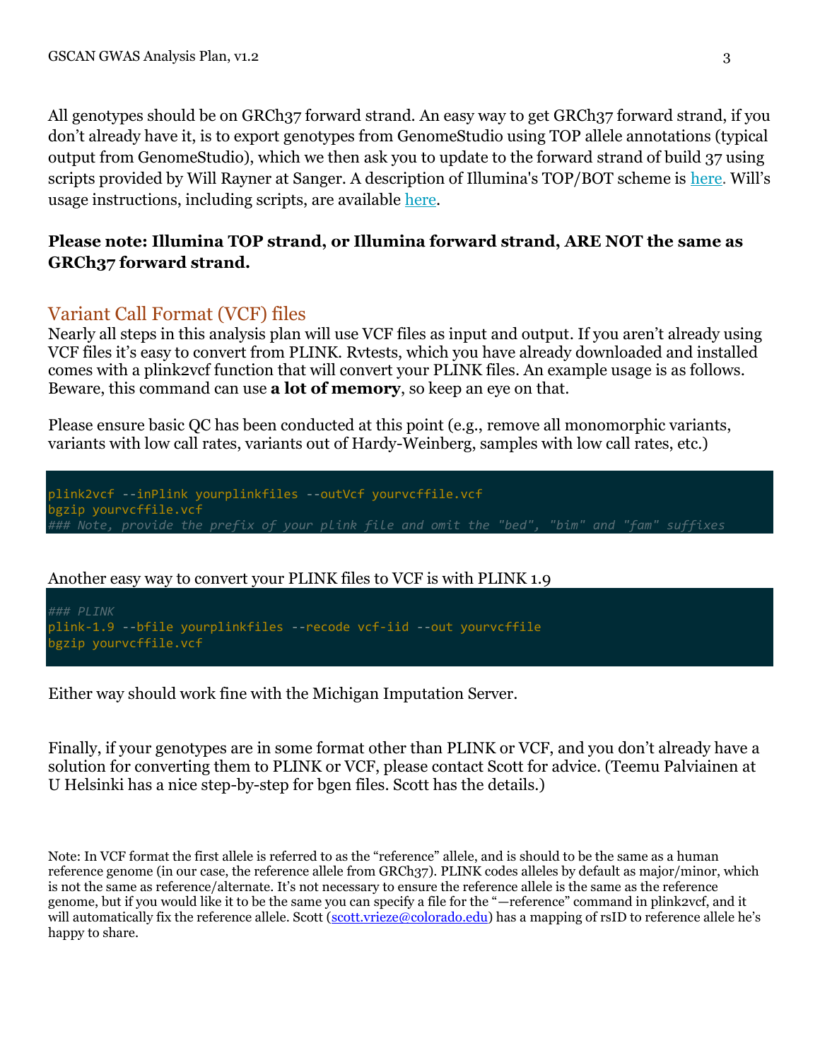All genotypes should be on GRCh37 forward strand. An easy way to get GRCh37 forward strand, if you don't already have it, is to export genotypes from GenomeStudio using TOP allele annotations (typical output from GenomeStudio), which we then ask you to update to the forward strand of build 37 using scripts provided by Will Rayner at Sanger. A description of Illumina's TOP/BOT scheme is here. Will's usage instructions, including scripts, are available here.

**Please note: Illumina TOP strand, or Illumina forward strand, ARE NOT the same as GRCh37 forward strand.**

## Variant Call Format (VCF) files

Nearly all steps in this analysis plan will use VCF files as input and output. If you aren't already using VCF files it's easy to convert from PLINK. Rvtests, which you have already downloaded and installed comes with a plink2vcf function that will convert your PLINK files. An example usage is as follows. Beware, this command can use **a lot of memory**, so keep an eye on that.

Please ensure basic QC has been conducted at this point (e.g., remove all monomorphic variants, variants with low call rates, variants out of Hardy-Weinberg, samples with low call rates, etc.)

```
plink2vcf --inPlink yourplinkfiles --outVcf yourvcffile.vcf
bgzip yourvcffile.vcf
### Note, provide the prefix of your plink file and omit the "bed", "bim" and "fam" suffixes
```

Another easy way to convert your PLINK files to VCF is with PLINK 1.9

```
### PLINK
plink-1.9 --bfile yourplinkfiles --recode vcf-iid --out yourvcffile
bgzip yourvcffile.vcf
```

Either way should work fine with the Michigan Imputation Server.

Finally, if your genotypes are in some format other than PLINK or VCF, and you don't already have a solution for converting them to PLINK or VCF, please contact Scott for advice. (Teemu Palviainen at U Helsinki has a nice step-by-step for bgen files. Scott has the details.)

Note: In VCF format the first allele is referred to as the "reference" allele, and is should to be the same as a human reference genome (in our case, the reference allele from GRCh37). PLINK codes alleles by default as major/minor, which is not the same as reference/alternate. It's not necessary to ensure the reference allele is the same as the reference genome, but if you would like it to be the same you can specify a file for the "—reference" command in plink2vcf, and it will automatically fix the reference allele. Scott (scott.vrieze@colorado.edu) has a mapping of rsID to reference allele he's happy to share.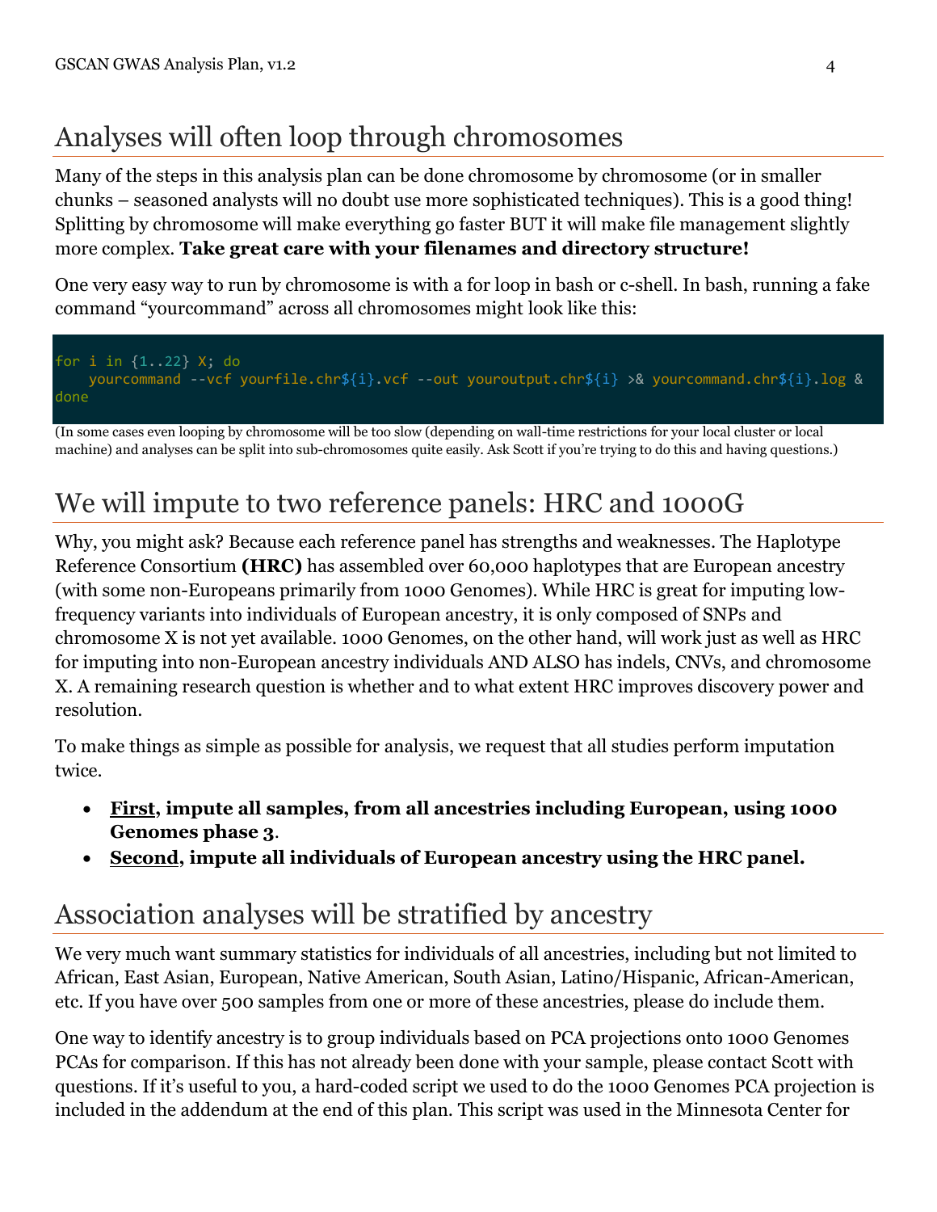## Analyses will often loop through chromosomes

Many of the steps in this analysis plan can be done chromosome by chromosome (or in smaller chunks – seasoned analysts will no doubt use more sophisticated techniques). This is a good thing! Splitting by chromosome will make everything go faster BUT it will make file management slightly more complex. **Take great care with your filenames and directory structure!**

One very easy way to run by chromosome is with a for loop in bash or c-shell. In bash, running a fake command "yourcommand" across all chromosomes might look like this:

```
for i in {1..22} X; do
    yourcommand --vcf yourfile.chr${i}.vcf --out youroutput.chr${i} >& yourcommand.chr${i}.log &
done
```

(In some cases even looping by chromosome will be too slow (depending on wall-time restrictions for your local cluster or local machine) and analyses can be split into sub-chromosomes quite easily. Ask Scott if you're trying to do this and having questions.)

## We will impute to two reference panels: HRC and 1000G

Why, you might ask? Because each reference panel has strengths and weaknesses. The Haplotype Reference Consortium **(HRC)** has assembled over 60,000 haplotypes that are European ancestry (with some non-Europeans primarily from 1000 Genomes). While HRC is great for imputing low-frequency variants into individuals of European ancestry, it is only composed of SNPs and chromosome X is not yet available. 1000 Genomes, on the other hand, will work just as well as HRC for imputing into non-European ancestry individuals AND ALSO has indels, CNVs, and chromosome X. A remaining research question is whether and to what extent HRC improves discovery power and resolution.

To make things as simple as possible for analysis, we request that all studies perform imputation twice.

- **<u>First</u>, impute all samples, from all ancestries including European, using 1000 Genomes phase 3**.
- **<u>Second</u>, impute all individuals of European ancestry using the HRC panel.**

## Association analyses will be stratified by ancestry

We very much want summary statistics for individuals of all ancestries, including but not limited to African, East Asian, European, Native American, South Asian, Latino/Hispanic, African-American, etc. If you have over 500 samples from one or more of these ancestries, please do include them.

One way to identify ancestry is to group individuals based on PCA projections onto 1000 Genomes PCAs for comparison. If this has not already been done with your sample, please contact Scott with questions. If it's useful to you, a hard-coded script we used to do the 1000 Genomes PCA projection is included in the addendum at the end of this plan. This script was used in the Minnesota Center for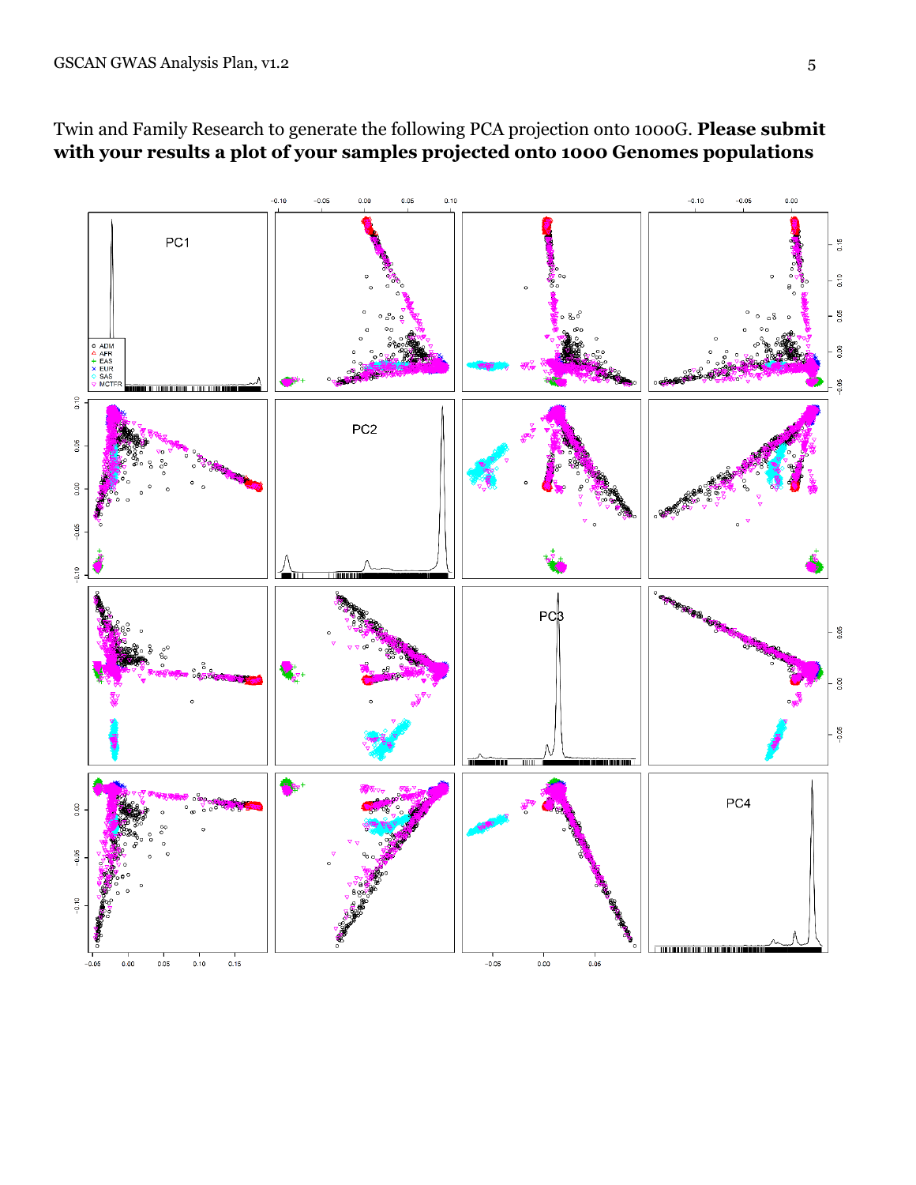Twin and Family Research to generate the following PCA projection onto 1000G. **Please submit with your results a plot of your samples projected onto 1000 Genomes populations**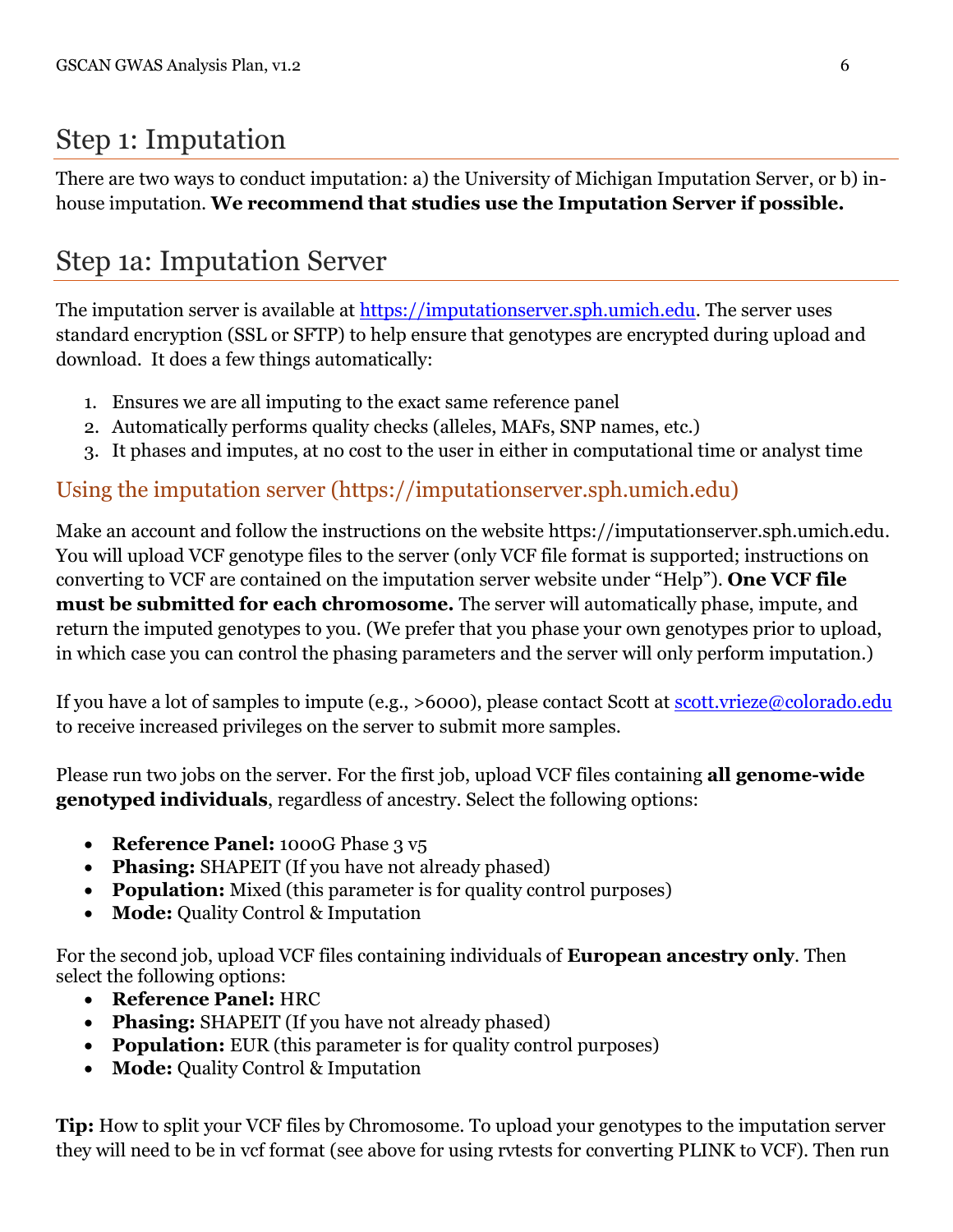# Step 1: Imputation

There are two ways to conduct imputation: a) the University of Michigan Imputation Server, or b) in-house imputation. **We recommend that studies use the Imputation Server if possible.**

# Step 1a: Imputation Server

The imputation server is available at https://imputationserver.sph.umich.edu. The server uses standard encryption (SSL or SFTP) to help ensure that genotypes are encrypted during upload and download. It does a few things automatically:

1. Ensures we are all imputing to the exact same reference panel
2. Automatically performs quality checks (alleles, MAFs, SNP names, etc.)
3. It phases and imputes, at no cost to the user in either in computational time or analyst time

## Using the imputation server (https://imputationserver.sph.umich.edu)

Make an account and follow the instructions on the website https://imputationserver.sph.umich.edu. You will upload VCF genotype files to the server (only VCF file format is supported; instructions on converting to VCF are contained on the imputation server website under "Help"). **One VCF file must be submitted for each chromosome.** The server will automatically phase, impute, and return the imputed genotypes to you. (We prefer that you phase your own genotypes prior to upload, in which case you can control the phasing parameters and the server will only perform imputation.)

If you have a lot of samples to impute (e.g., >6000), please contact Scott at scott.vrieze@colorado.edu to receive increased privileges on the server to submit more samples.

Please run two jobs on the server. For the first job, upload VCF files containing **all genome-wide genotyped individuals**, regardless of ancestry. Select the following options:

- **Reference Panel:** 1000G Phase 3 v5
- **Phasing:** SHAPEIT (If you have not already phased)
- **Population:** Mixed (this parameter is for quality control purposes)
- **Mode:** Quality Control & Imputation

For the second job, upload VCF files containing individuals of **European ancestry only**. Then select the following options:

- **Reference Panel:** HRC
- **Phasing:** SHAPEIT (If you have not already phased)
- **Population:** EUR (this parameter is for quality control purposes)
- **Mode:** Quality Control & Imputation

**Tip:** How to split your VCF files by Chromosome. To upload your genotypes to the imputation server they will need to be in vcf format (see above for using rvtests for converting PLINK to VCF). Then run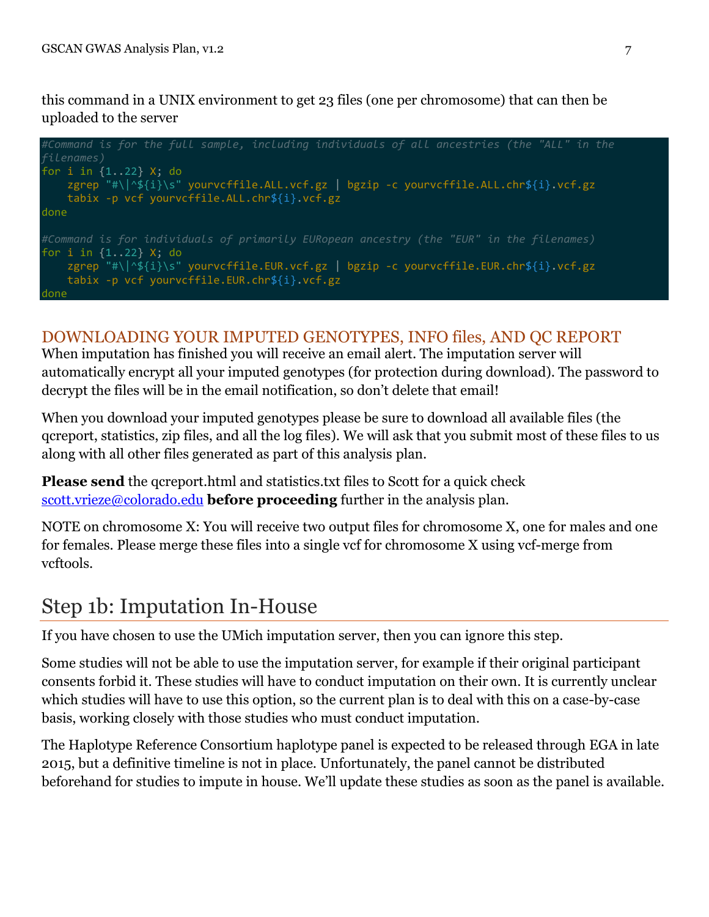this command in a UNIX environment to get 23 files (one per chromosome) that can then be uploaded to the server

```
#Command is for the full sample, including individuals of all ancestries (the "ALL" in the filenames)
for i in {1..22} X; do
    zgrep "#\|^${i}\s" yourvcffile.ALL.vcf.gz | bgzip -c yourvcffile.ALL.chr${i}.vcf.gz
    tabix -p vcf yourvcffile.ALL.chr${i}.vcf.gz
done

#Command is for individuals of primarily EURopean ancestry (the "EUR" in the filenames)
for i in {1..22} X; do
    zgrep "#\|^${i}\s" yourvcffile.EUR.vcf.gz | bgzip -c yourvcffile.EUR.chr${i}.vcf.gz
    tabix -p vcf yourvcffile.EUR.chr${i}.vcf.gz
done
```

### DOWNLOADING YOUR IMPUTED GENOTYPES, INFO files, AND QC REPORT

When imputation has finished you will receive an email alert. The imputation server will automatically encrypt all your imputed genotypes (for protection during download). The password to decrypt the files will be in the email notification, so don't delete that email!

When you download your imputed genotypes please be sure to download all available files (the qcreport, statistics, zip files, and all the log files). We will ask that you submit most of these files to us along with all other files generated as part of this analysis plan.

**Please send** the qcreport.html and statistics.txt files to Scott for a quick check scott.vrieze@colorado.edu **before proceeding** further in the analysis plan.

NOTE on chromosome X: You will receive two output files for chromosome X, one for males and one for females. Please merge these files into a single vcf for chromosome X using vcf-merge from vcftools.

## Step 1b: Imputation In-House

If you have chosen to use the UMich imputation server, then you can ignore this step.

Some studies will not be able to use the imputation server, for example if their original participant consents forbid it. These studies will have to conduct imputation on their own. It is currently unclear which studies will have to use this option, so the current plan is to deal with this on a case-by-case basis, working closely with those studies who must conduct imputation.

The Haplotype Reference Consortium haplotype panel is expected to be released through EGA in late 2015, but a definitive timeline is not in place. Unfortunately, the panel cannot be distributed beforehand for studies to impute in house. We'll update these studies as soon as the panel is available.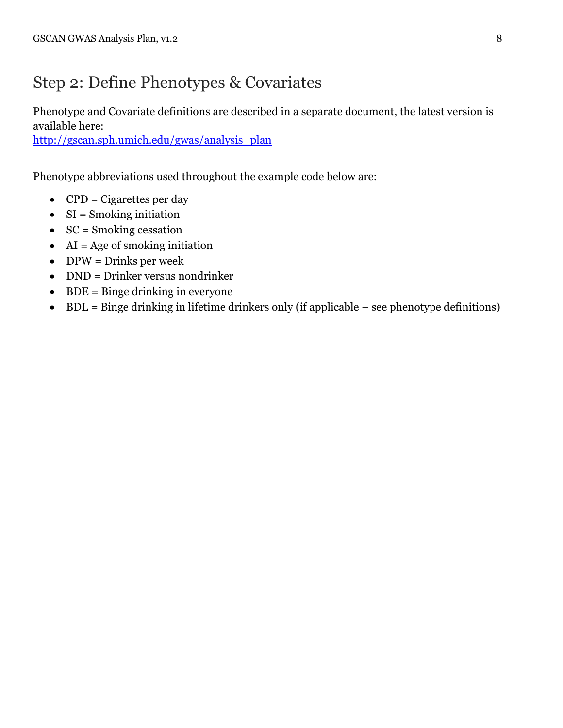# Step 2: Define Phenotypes & Covariates

Phenotype and Covariate definitions are described in a separate document, the latest version is available here:
[http://gscan.sph.umich.edu/gwas/analysis_plan](http://gscan.sph.umich.edu/gwas/analysis_plan)

Phenotype abbreviations used throughout the example code below are:

- CPD = Cigarettes per day
- SI = Smoking initiation
- SC = Smoking cessation
- AI = Age of smoking initiation
- DPW = Drinks per week
- DND = Drinker versus nondrinker
- BDE = Binge drinking in everyone
- BDL = Binge drinking in lifetime drinkers only (if applicable – see phenotype definitions)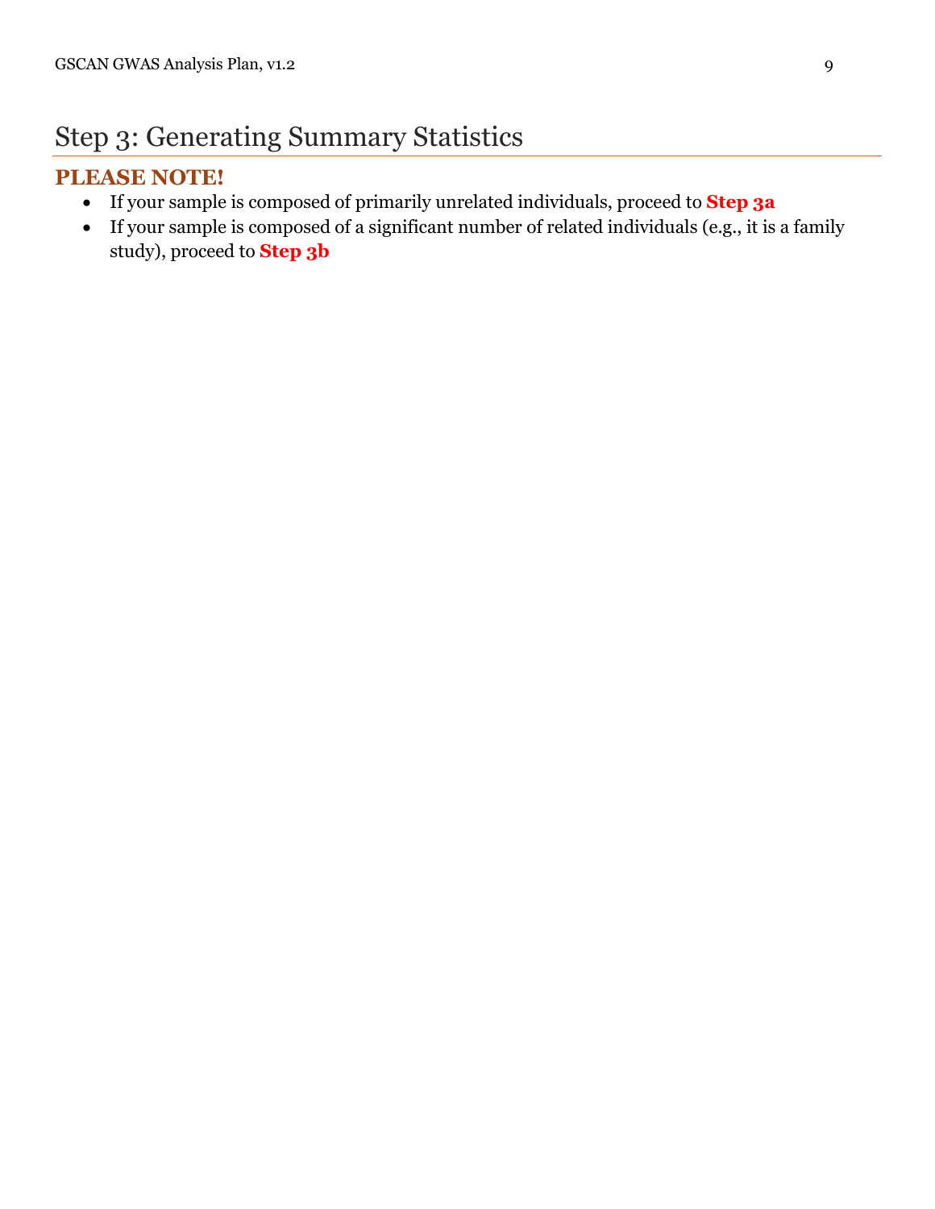# Step 3: Generating Summary Statistics

**PLEASE NOTE!**

- If your sample is composed of primarily unrelated individuals, proceed to **Step 3a**
- If your sample is composed of a significant number of related individuals (e.g., it is a family study), proceed to **Step 3b**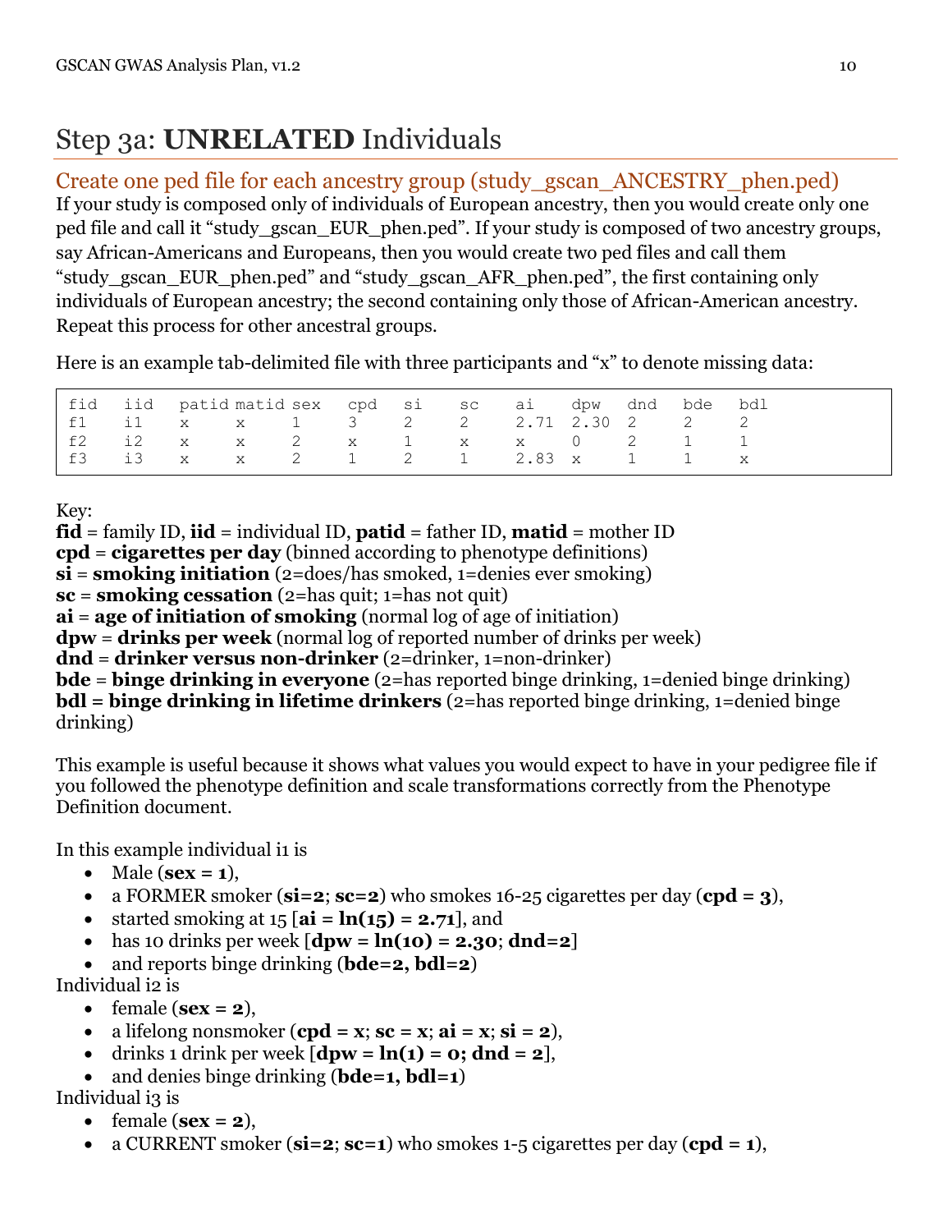# Step 3a: **UNRELATED** Individuals

## Create one ped file for each ancestry group (study_gscan_ANCESTRY_phen.ped)

If your study is composed only of individuals of European ancestry, then you would create only one ped file and call it "study_gscan_EUR_phen.ped". If your study is composed of two ancestry groups, say African-Americans and Europeans, then you would create two ped files and call them "study_gscan_EUR_phen.ped" and "study_gscan_AFR_phen.ped", the first containing only individuals of European ancestry; the second containing only those of African-American ancestry. Repeat this process for other ancestral groups.

Here is an example tab-delimited file with three participants and "x" to denote missing data:

```
fid   iid   patid matid sex   cpd   si    sc    ai    dpw   dnd   bde   bdl
f1    i1    x     x     1     3     2     2     2.71  2.30  2     2     2
f2    i2    x     x     2     x     1     x     x     0     2     1     1
f3    i3    x     x     2     1     2     1     2.83  x     1     1     x
```

Key:
**fid** = family ID, **iid** = individual ID, **patid** = father ID, **matid** = mother ID
**cpd** = **cigarettes per day** (binned according to phenotype definitions)
**si** = **smoking initiation** (2=does/has smoked, 1=denies ever smoking)
**sc** = **smoking cessation** (2=has quit; 1=has not quit)
**ai** = **age of initiation of smoking** (normal log of age of initiation)
**dpw** = **drinks per week** (normal log of reported number of drinks per week)
**dnd** = **drinker versus non-drinker** (2=drinker, 1=non-drinker)
**bde** = **binge drinking in everyone** (2=has reported binge drinking, 1=denied binge drinking)
**bdl = binge drinking in lifetime drinkers** (2=has reported binge drinking, 1=denied binge drinking)

This example is useful because it shows what values you would expect to have in your pedigree file if you followed the phenotype definition and scale transformations correctly from the Phenotype Definition document.

In this example individual i1 is

- Male (**sex = 1**),
- a FORMER smoker (**si=2**; **sc=2**) who smokes 16-25 cigarettes per day (**cpd = 3**),
- started smoking at 15 [**ai = ln(15) = 2.71**], and
- has 10 drinks per week [**dpw = ln(10) = 2.30**; **dnd=2**]
- and reports binge drinking (**bde=2, bdl=2**)

Individual i2 is

- female (**sex = 2**),
- a lifelong nonsmoker (**cpd = x**; **sc = x**; **ai = x**; **si = 2**),
- drinks 1 drink per week [**dpw = ln(1) = 0; dnd = 2**],
- and denies binge drinking (**bde=1, bdl=1**)

Individual i3 is

- female (**sex = 2**),
- a CURRENT smoker (**si=2**; **sc=1**) who smokes 1-5 cigarettes per day (**cpd = 1**),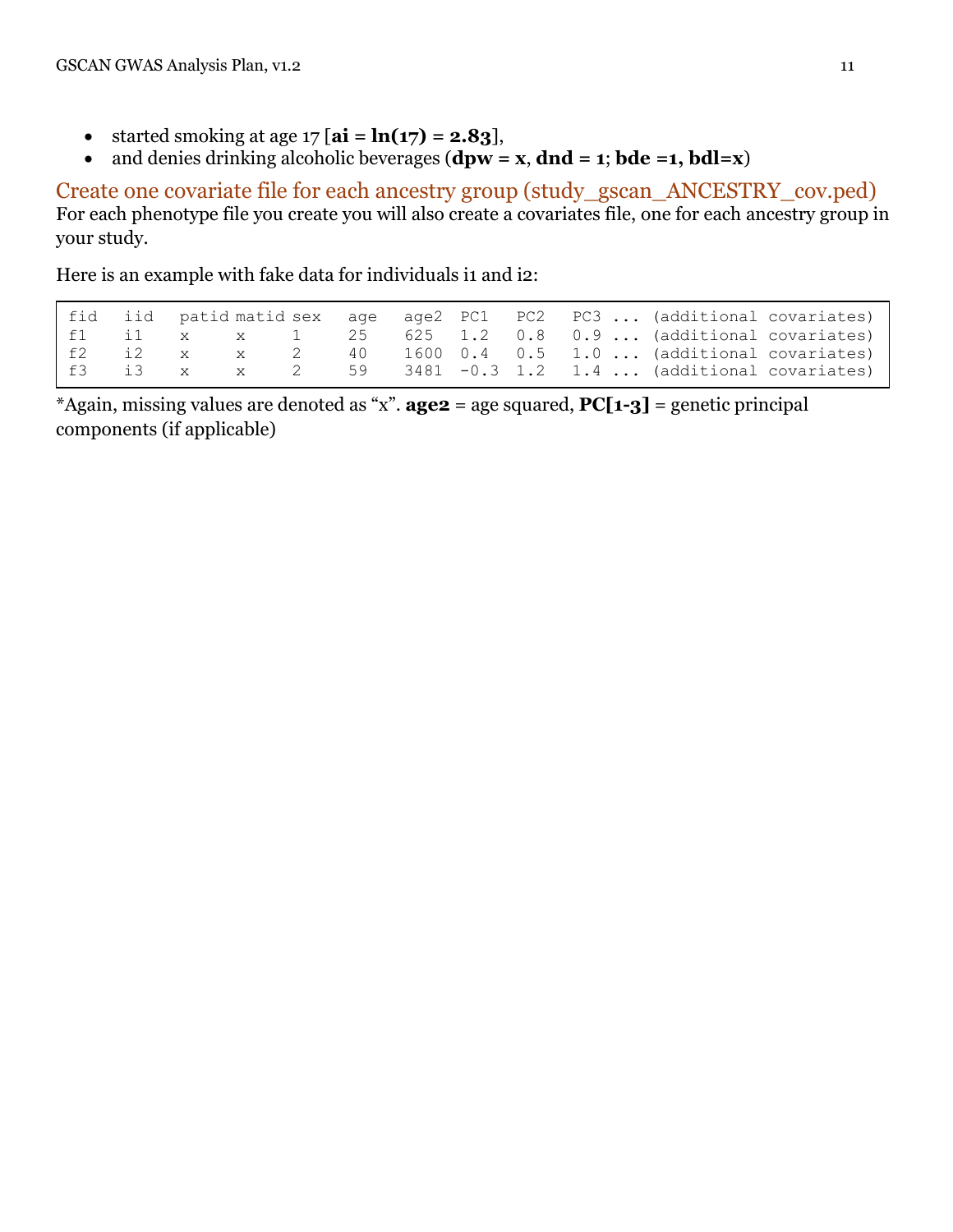- started smoking at age 17 [**ai = ln(17) = 2.83**],
- and denies drinking alcoholic beverages (**dpw = x**, **dnd = 1**; **bde =1, bdl=x**)

## Create one covariate file for each ancestry group (study_gscan_ANCESTRY_cov.ped)

For each phenotype file you create you will also create a covariates file, one for each ancestry group in your study.

Here is an example with fake data for individuals i1 and i2:

```
fid  iid  patid matid sex  age  age2 PC1  PC2  PC3 ... (additional covariates)
f1   i1   x     x     1    25   625  1.2  0.8  0.9 ... (additional covariates)
f2   i2   x     x     2    40   1600 0.4  0.5  1.0 ... (additional covariates)
f3   i3   x     x     2    59   3481 -0.3 1.2  1.4 ... (additional covariates)
```

*Again, missing values are denoted as "x". **age2** = age squared, **PC[1-3]** = genetic principal components (if applicable)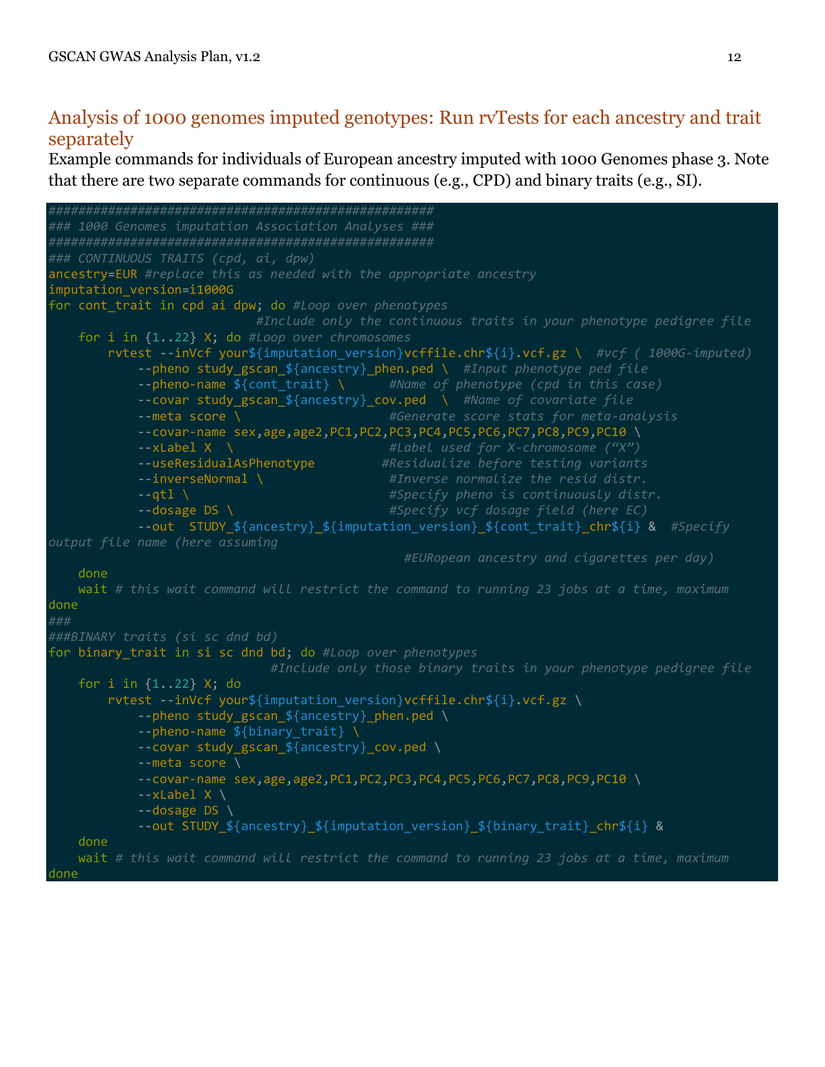## Analysis of 1000 genomes imputed genotypes: Run rvTests for each ancestry and trait separately

Example commands for individuals of European ancestry imputed with 1000 Genomes phase 3. Note that there are two separate commands for continuous (e.g., CPD) and binary traits (e.g., SI).

```
####################################################
### 1000 Genomes imputation Association Analyses ###
####################################################
### CONTINUOUS TRAITS (cpd, ai, dpw)
ancestry=EUR #replace this as needed with the appropriate ancestry
imputation_version=i1000G
for cont_trait in cpd ai dpw; do #Loop over phenotypes
                            #Include only the continuous traits in your phenotype pedigree file
    for i in {1..22} X; do #Loop over chromosomes
        rvtest --inVcf your${imputation_version}vcffile.chr${i}.vcf.gz \  #vcf ( 1000G-imputed)
            --pheno study_gscan_${ancestry}_phen.ped \  #Input phenotype ped file
            --pheno-name ${cont_trait} \      #Name of phenotype (cpd in this case)
            --covar study_gscan_${ancestry}_cov.ped  \  #Name of covariate file
            --meta score \                    #Generate score stats for meta-analysis
            --covar-name sex,age,age2,PC1,PC2,PC3,PC4,PC5,PC6,PC7,PC8,PC9,PC10 \
            --xLabel X  \                     #Label used for X-chromosome ("X")
            --useResidualAsPhenotype         #Residualize before testing variants
            --inverseNormal \                 #Inverse normalize the resid distr.
            --qtl \                           #Specify pheno is continuously distr.
            --dosage DS \                     #Specify vcf dosage field (here EC)
            --out  STUDY_${ancestry}_${imputation_version}_${cont_trait}_chr${i} &  #Specify
output file name (here assuming
                                                     #EURopean ancestry and cigarettes per day)
    done
    wait # this wait command will restrict the command to running 23 jobs at a time, maximum
done
###
###BINARY traits (si sc dnd bd)
for binary_trait in si sc dnd bd; do #Loop over phenotypes
                            #Include only those binary traits in your phenotype pedigree file
    for i in {1..22} X; do
        rvtest --inVcf your${imputation_version}vcffile.chr${i}.vcf.gz \
            --pheno study_gscan_${ancestry}_phen.ped \
            --pheno-name ${binary_trait} \
            --covar study_gscan_${ancestry}_cov.ped \
            --meta score \
            --covar-name sex,age,age2,PC1,PC2,PC3,PC4,PC5,PC6,PC7,PC8,PC9,PC10 \
            --xLabel X \
            --dosage DS \
            --out STUDY_${ancestry}_${imputation_version}_${binary_trait}_chr${i} &
    done
    wait # this wait command will restrict the command to running 23 jobs at a time, maximum
done
```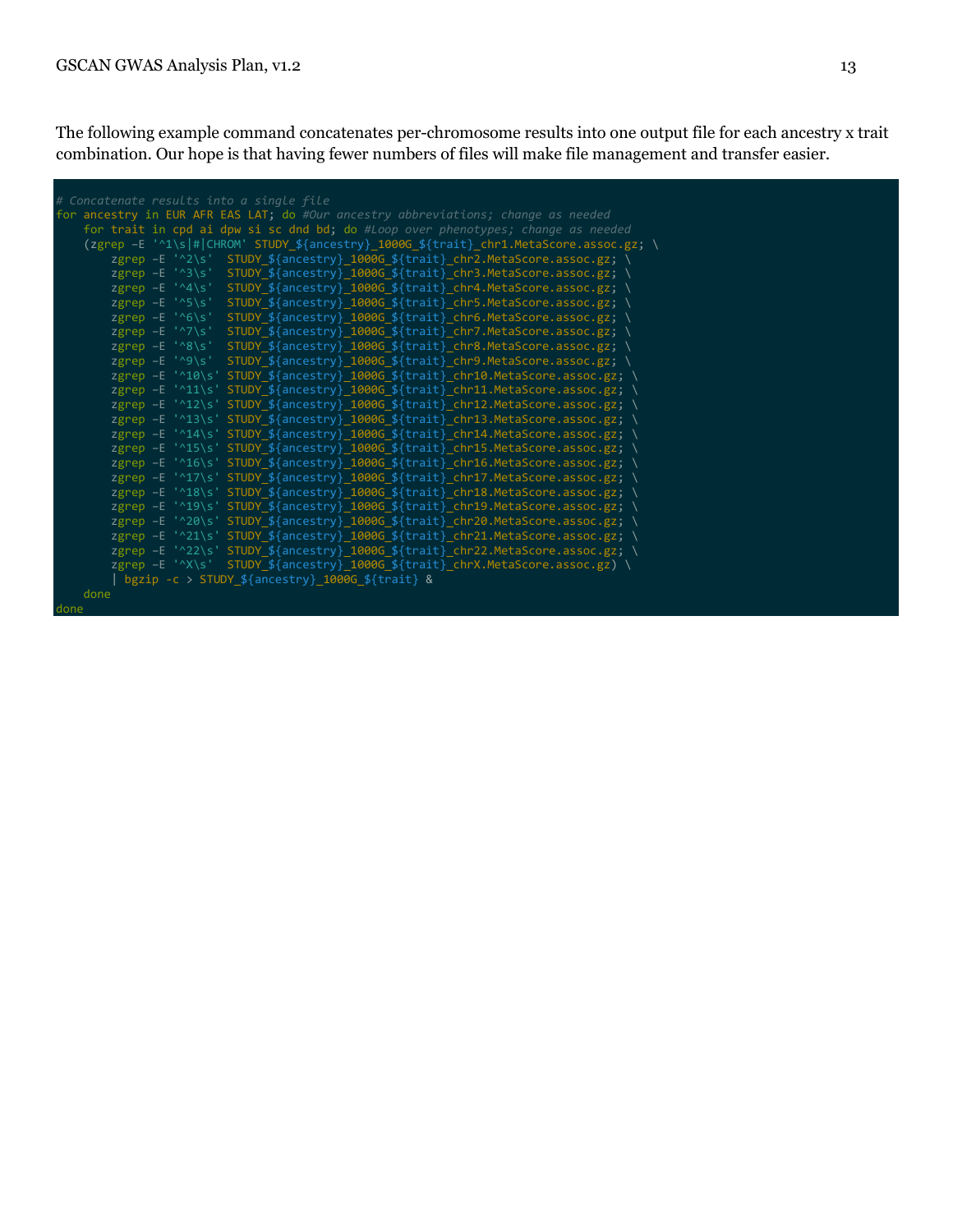The following example command concatenates per-chromosome results into one output file for each ancestry x trait combination. Our hope is that having fewer numbers of files will make file management and transfer easier.

```
# Concatenate results into a single file
for ancestry in EUR AFR EAS LAT; do #Our ancestry abbreviations; change as needed
    for trait in cpd ai dpw si sc dnd bd; do #Loop over phenotypes; change as needed
    (zgrep -E '^1\s|#|CHROM' STUDY_${ancestry}_1000G_${trait}_chr1.MetaScore.assoc.gz; \
        zgrep -E '^2\s'  STUDY_${ancestry}_1000G_${trait}_chr2.MetaScore.assoc.gz; \
        zgrep -E '^3\s'  STUDY_${ancestry}_1000G_${trait}_chr3.MetaScore.assoc.gz; \
        zgrep -E '^4\s'  STUDY_${ancestry}_1000G_${trait}_chr4.MetaScore.assoc.gz; \
        zgrep -E '^5\s'  STUDY_${ancestry}_1000G_${trait}_chr5.MetaScore.assoc.gz; \
        zgrep -E '^6\s'  STUDY_${ancestry}_1000G_${trait}_chr6.MetaScore.assoc.gz; \
        zgrep -E '^7\s'  STUDY_${ancestry}_1000G_${trait}_chr7.MetaScore.assoc.gz; \
        zgrep -E '^8\s'  STUDY_${ancestry}_1000G_${trait}_chr8.MetaScore.assoc.gz; \
        zgrep -E '^9\s'  STUDY_${ancestry}_1000G_${trait}_chr9.MetaScore.assoc.gz; \
        zgrep -E '^10\s' STUDY_${ancestry}_1000G_${trait}_chr10.MetaScore.assoc.gz; \
        zgrep -E '^11\s' STUDY_${ancestry}_1000G_${trait}_chr11.MetaScore.assoc.gz; \
        zgrep -E '^12\s' STUDY_${ancestry}_1000G_${trait}_chr12.MetaScore.assoc.gz; \
        zgrep -E '^13\s' STUDY_${ancestry}_1000G_${trait}_chr13.MetaScore.assoc.gz; \
        zgrep -E '^14\s' STUDY_${ancestry}_1000G_${trait}_chr14.MetaScore.assoc.gz; \
        zgrep -E '^15\s' STUDY_${ancestry}_1000G_${trait}_chr15.MetaScore.assoc.gz; \
        zgrep -E '^16\s' STUDY_${ancestry}_1000G_${trait}_chr16.MetaScore.assoc.gz; \
        zgrep -E '^17\s' STUDY_${ancestry}_1000G_${trait}_chr17.MetaScore.assoc.gz; \
        zgrep -E '^18\s' STUDY_${ancestry}_1000G_${trait}_chr18.MetaScore.assoc.gz; \
        zgrep -E '^19\s' STUDY_${ancestry}_1000G_${trait}_chr19.MetaScore.assoc.gz; \
        zgrep -E '^20\s' STUDY_${ancestry}_1000G_${trait}_chr20.MetaScore.assoc.gz; \
        zgrep -E '^21\s' STUDY_${ancestry}_1000G_${trait}_chr21.MetaScore.assoc.gz; \
        zgrep -E '^22\s' STUDY_${ancestry}_1000G_${trait}_chr22.MetaScore.assoc.gz; \
        zgrep -E '^X\s'  STUDY_${ancestry}_1000G_${trait}_chrX.MetaScore.assoc.gz) \
        | bgzip -c > STUDY_${ancestry}_1000G_${trait} &
    done
done
```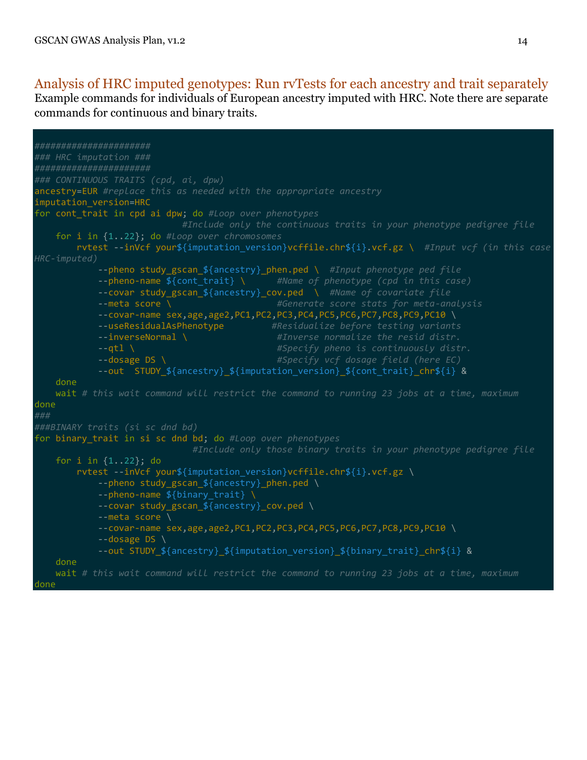## Analysis of HRC imputed genotypes: Run rvTests for each ancestry and trait separately

Example commands for individuals of European ancestry imputed with HRC. Note there are separate commands for continuous and binary traits.

```
######################
### HRC imputation ###
######################
### CONTINUOUS TRAITS (cpd, ai, dpw)
ancestry=EUR #replace this as needed with the appropriate ancestry
imputation_version=HRC
for cont_trait in cpd ai dpw; do #Loop over phenotypes
                              #Include only the continuous traits in your phenotype pedigree file
    for i in {1..22}; do #Loop over chromosomes
        rvtest --inVcf your${imputation_version}vcffile.chr${i}.vcf.gz \  #Input vcf (in this case HRC-imputed)
            --pheno study_gscan_${ancestry}_phen.ped \  #Input phenotype ped file
            --pheno-name ${cont_trait} \      #Name of phenotype (cpd in this case)
            --covar study_gscan_${ancestry}_cov.ped  \  #Name of covariate file
            --meta score \                    #Generate score stats for meta-analysis
            --covar-name sex,age,age2,PC1,PC2,PC3,PC4,PC5,PC6,PC7,PC8,PC9,PC10 \
            --useResidualAsPhenotype         #Residualize before testing variants
            --inverseNormal \                 #Inverse normalize the resid distr.
            --qtl \                           #Specify pheno is continuously distr.
            --dosage DS \                     #Specify vcf dosage field (here EC)
            --out  STUDY_${ancestry}_${imputation_version}_${cont_trait}_chr${i} &
    done
    wait # this wait command will restrict the command to running 23 jobs at a time, maximum
done
###
###BINARY traits (si sc dnd bd)
for binary_trait in si sc dnd bd; do #Loop over phenotypes
                              #Include only those binary traits in your phenotype pedigree file
    for i in {1..22}; do
        rvtest --inVcf your${imputation_version}vcffile.chr${i}.vcf.gz \
            --pheno study_gscan_${ancestry}_phen.ped \
            --pheno-name ${binary_trait} \
            --covar study_gscan_${ancestry}_cov.ped \
            --meta score \
            --covar-name sex,age,age2,PC1,PC2,PC3,PC4,PC5,PC6,PC7,PC8,PC9,PC10 \
            --dosage DS \
            --out STUDY_${ancestry}_${imputation_version}_${binary_trait}_chr${i} &
    done
    wait # this wait command will restrict the command to running 23 jobs at a time, maximum
done
```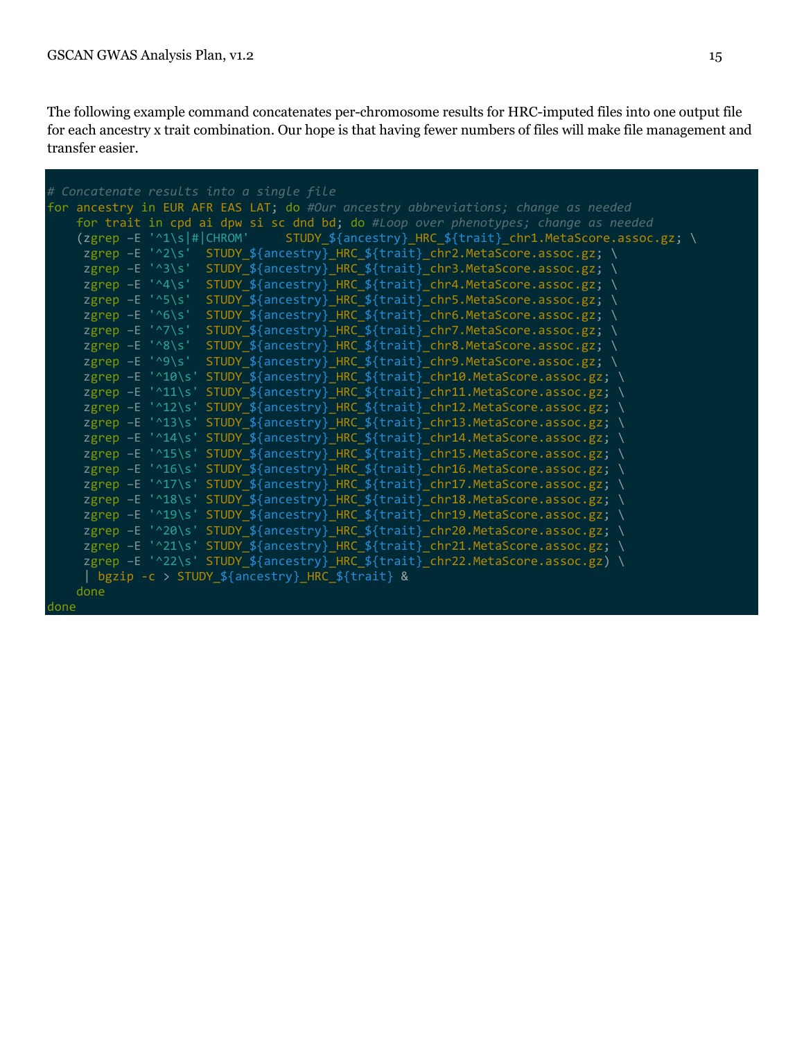The following example command concatenates per-chromosome results for HRC-imputed files into one output file for each ancestry x trait combination. Our hope is that having fewer numbers of files will make file management and transfer easier.

```
# Concatenate results into a single file
for ancestry in EUR AFR EAS LAT; do #Our ancestry abbreviations; change as needed
    for trait in cpd ai dpw si sc dnd bd; do #Loop over phenotypes; change as needed
    (zgrep -E '^1\s|#|CHROM'     STUDY_${ancestry}_HRC_${trait}_chr1.MetaScore.assoc.gz; \
     zgrep -E '^2\s'  STUDY_${ancestry}_HRC_${trait}_chr2.MetaScore.assoc.gz; \
     zgrep -E '^3\s'  STUDY_${ancestry}_HRC_${trait}_chr3.MetaScore.assoc.gz; \
     zgrep -E '^4\s'  STUDY_${ancestry}_HRC_${trait}_chr4.MetaScore.assoc.gz; \
     zgrep -E '^5\s'  STUDY_${ancestry}_HRC_${trait}_chr5.MetaScore.assoc.gz; \
     zgrep -E '^6\s'  STUDY_${ancestry}_HRC_${trait}_chr6.MetaScore.assoc.gz; \
     zgrep -E '^7\s'  STUDY_${ancestry}_HRC_${trait}_chr7.MetaScore.assoc.gz; \
     zgrep -E '^8\s'  STUDY_${ancestry}_HRC_${trait}_chr8.MetaScore.assoc.gz; \
     zgrep -E '^9\s'  STUDY_${ancestry}_HRC_${trait}_chr9.MetaScore.assoc.gz; \
     zgrep -E '^10\s' STUDY_${ancestry}_HRC_${trait}_chr10.MetaScore.assoc.gz; \
     zgrep -E '^11\s' STUDY_${ancestry}_HRC_${trait}_chr11.MetaScore.assoc.gz; \
     zgrep -E '^12\s' STUDY_${ancestry}_HRC_${trait}_chr12.MetaScore.assoc.gz; \
     zgrep -E '^13\s' STUDY_${ancestry}_HRC_${trait}_chr13.MetaScore.assoc.gz; \
     zgrep -E '^14\s' STUDY_${ancestry}_HRC_${trait}_chr14.MetaScore.assoc.gz; \
     zgrep -E '^15\s' STUDY_${ancestry}_HRC_${trait}_chr15.MetaScore.assoc.gz; \
     zgrep -E '^16\s' STUDY_${ancestry}_HRC_${trait}_chr16.MetaScore.assoc.gz; \
     zgrep -E '^17\s' STUDY_${ancestry}_HRC_${trait}_chr17.MetaScore.assoc.gz; \
     zgrep -E '^18\s' STUDY_${ancestry}_HRC_${trait}_chr18.MetaScore.assoc.gz; \
     zgrep -E '^19\s' STUDY_${ancestry}_HRC_${trait}_chr19.MetaScore.assoc.gz; \
     zgrep -E '^20\s' STUDY_${ancestry}_HRC_${trait}_chr20.MetaScore.assoc.gz; \
     zgrep -E '^21\s' STUDY_${ancestry}_HRC_${trait}_chr21.MetaScore.assoc.gz; \
     zgrep -E '^22\s' STUDY_${ancestry}_HRC_${trait}_chr22.MetaScore.assoc.gz) \
     | bgzip -c > STUDY_${ancestry}_HRC_${trait} &
    done
done
```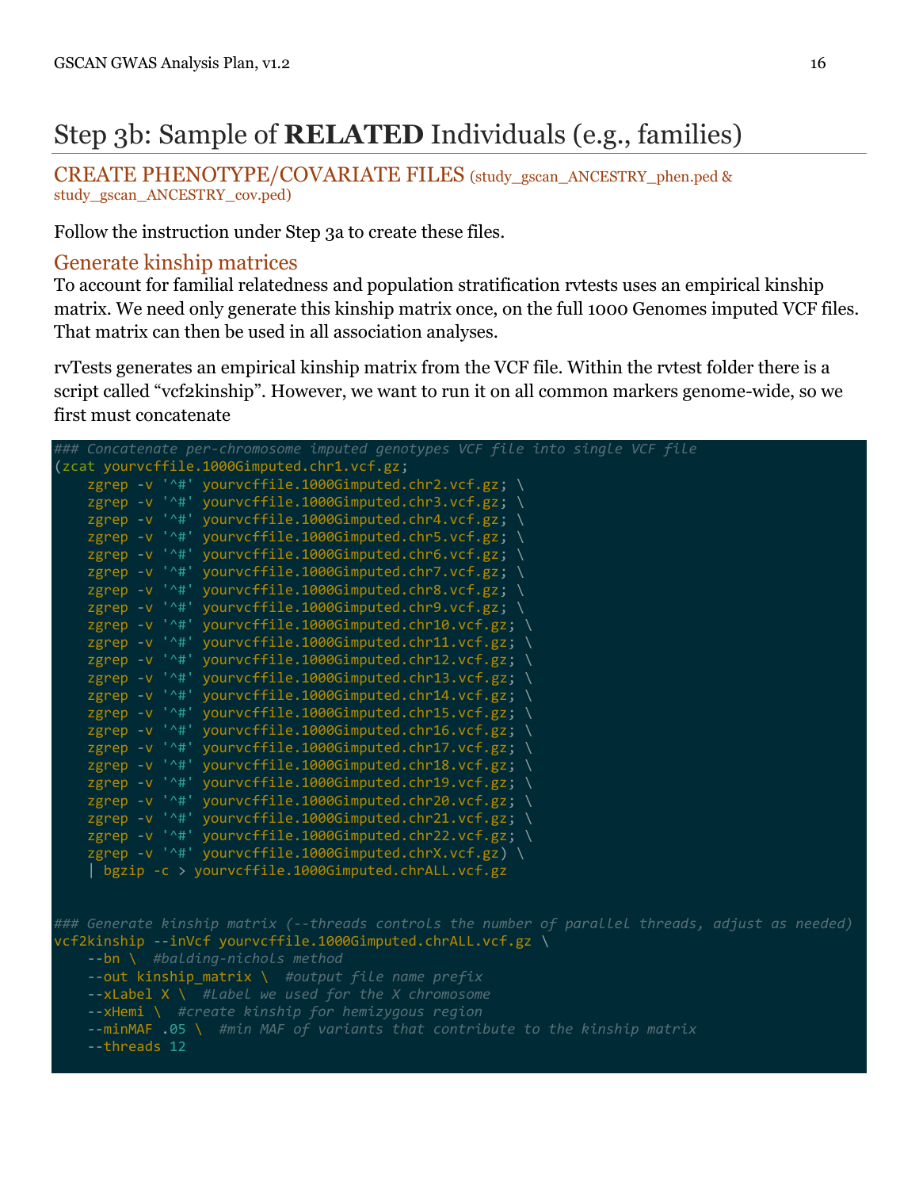# Step 3b: Sample of **RELATED** Individuals (e.g., families)

## CREATE PHENOTYPE/COVARIATE FILES (study_gscan_ANCESTRY_phen.ped & study_gscan_ANCESTRY_cov.ped)

Follow the instruction under Step 3a to create these files.

## Generate kinship matrices

To account for familial relatedness and population stratification rvtests uses an empirical kinship matrix. We need only generate this kinship matrix once, on the full 1000 Genomes imputed VCF files. That matrix can then be used in all association analyses.

rvTests generates an empirical kinship matrix from the VCF file. Within the rvtest folder there is a script called "vcf2kinship". However, we want to run it on all common markers genome-wide, so we first must concatenate

```
### Concatenate per-chromosome imputed genotypes VCF file into single VCF file
(zcat yourvcffile.1000Gimputed.chr1.vcf.gz;
    zgrep -v '^#' yourvcffile.1000Gimputed.chr2.vcf.gz; \
    zgrep -v '^#' yourvcffile.1000Gimputed.chr3.vcf.gz; \
    zgrep -v '^#' yourvcffile.1000Gimputed.chr4.vcf.gz; \
    zgrep -v '^#' yourvcffile.1000Gimputed.chr5.vcf.gz; \
    zgrep -v '^#' yourvcffile.1000Gimputed.chr6.vcf.gz; \
    zgrep -v '^#' yourvcffile.1000Gimputed.chr7.vcf.gz; \
    zgrep -v '^#' yourvcffile.1000Gimputed.chr8.vcf.gz; \
    zgrep -v '^#' yourvcffile.1000Gimputed.chr9.vcf.gz; \
    zgrep -v '^#' yourvcffile.1000Gimputed.chr10.vcf.gz; \
    zgrep -v '^#' yourvcffile.1000Gimputed.chr11.vcf.gz; \
    zgrep -v '^#' yourvcffile.1000Gimputed.chr12.vcf.gz; \
    zgrep -v '^#' yourvcffile.1000Gimputed.chr13.vcf.gz; \
    zgrep -v '^#' yourvcffile.1000Gimputed.chr14.vcf.gz; \
    zgrep -v '^#' yourvcffile.1000Gimputed.chr15.vcf.gz; \
    zgrep -v '^#' yourvcffile.1000Gimputed.chr16.vcf.gz; \
    zgrep -v '^#' yourvcffile.1000Gimputed.chr17.vcf.gz; \
    zgrep -v '^#' yourvcffile.1000Gimputed.chr18.vcf.gz; \
    zgrep -v '^#' yourvcffile.1000Gimputed.chr19.vcf.gz; \
    zgrep -v '^#' yourvcffile.1000Gimputed.chr20.vcf.gz; \
    zgrep -v '^#' yourvcffile.1000Gimputed.chr21.vcf.gz; \
    zgrep -v '^#' yourvcffile.1000Gimputed.chr22.vcf.gz; \
    zgrep -v '^#' yourvcffile.1000Gimputed.chrX.vcf.gz) \
    | bgzip -c > yourvcffile.1000Gimputed.chrALL.vcf.gz


### Generate kinship matrix (--threads controls the number of parallel threads, adjust as needed)
vcf2kinship --inVcf yourvcffile.1000Gimputed.chrALL.vcf.gz \
    --bn \  #balding-nichols method
    --out kinship_matrix \  #output file name prefix
    --xLabel X \  #Label we used for the X chromosome
    --xHemi \  #create kinship for hemizygous region
    --minMAF .05 \  #min MAF of variants that contribute to the kinship matrix
    --threads 12
```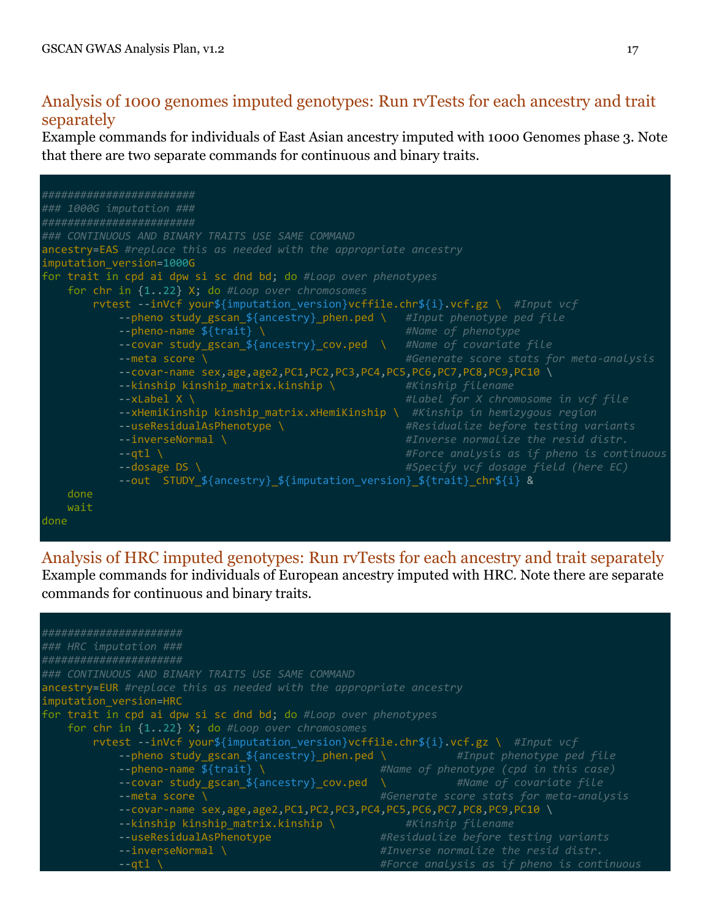## Analysis of 1000 genomes imputed genotypes: Run rvTests for each ancestry and trait separately

Example commands for individuals of East Asian ancestry imputed with 1000 Genomes phase 3. Note that there are two separate commands for continuous and binary traits.

```
########################
### 1000G imputation ###
########################
### CONTINUOUS AND BINARY TRAITS USE SAME COMMAND
ancestry=EAS #replace this as needed with the appropriate ancestry
imputation_version=1000G
for trait in cpd ai dpw si sc dnd bd; do #Loop over phenotypes
    for chr in {1..22} X; do #Loop over chromosomes
        rvtest --inVcf your${imputation_version}vcffile.chr${i}.vcf.gz \  #Input vcf
            --pheno study_gscan_${ancestry}_phen.ped \   #Input phenotype ped file
            --pheno-name ${trait} \                      #Name of phenotype
            --covar study_gscan_${ancestry}_cov.ped  \   #Name of covariate file
            --meta score \                               #Generate score stats for meta-analysis
            --covar-name sex,age,age2,PC1,PC2,PC3,PC4,PC5,PC6,PC7,PC8,PC9,PC10 \
            --kinship kinship_matrix.kinship \           #Kinship filename
            --xLabel X \                                 #Label for X chromosome in vcf file
            --xHemiKinship kinship_matrix.xHemiKinship \  #Kinship in hemizygous region
            --useResidualAsPhenotype \                   #Residualize before testing variants
            --inverseNormal \                            #Inverse normalize the resid distr.
            --qtl \                                      #Force analysis as if pheno is continuous
            --dosage DS \                                #Specify vcf dosage field (here EC)
            --out  STUDY_${ancestry}_${imputation_version}_${trait}_chr${i} &
    done
    wait
done
```

## Analysis of HRC imputed genotypes: Run rvTests for each ancestry and trait separately

Example commands for individuals of European ancestry imputed with HRC. Note there are separate commands for continuous and binary traits.

```
######################
### HRC imputation ###
######################
### CONTINUOUS AND BINARY TRAITS USE SAME COMMAND
ancestry=EUR #replace this as needed with the appropriate ancestry
imputation_version=HRC
for trait in cpd ai dpw si sc dnd bd; do #Loop over phenotypes
    for chr in {1..22} X; do #Loop over chromosomes
        rvtest --inVcf your${imputation_version}vcffile.chr${i}.vcf.gz \  #Input vcf
            --pheno study_gscan_${ancestry}_phen.ped \          #Input phenotype ped file
            --pheno-name ${trait} \                  #Name of phenotype (cpd in this case)
            --covar study_gscan_${ancestry}_cov.ped  \          #Name of covariate file
            --meta score \                           #Generate score stats for meta-analysis
            --covar-name sex,age,age2,PC1,PC2,PC3,PC4,PC5,PC6,PC7,PC8,PC9,PC10 \
            --kinship kinship_matrix.kinship \          #Kinship filename
            --useResidualAsPhenotype                 #Residualize before testing variants
            --inverseNormal \                        #Inverse normalize the resid distr.
            --qtl \                                  #Force analysis as if pheno is continuous
```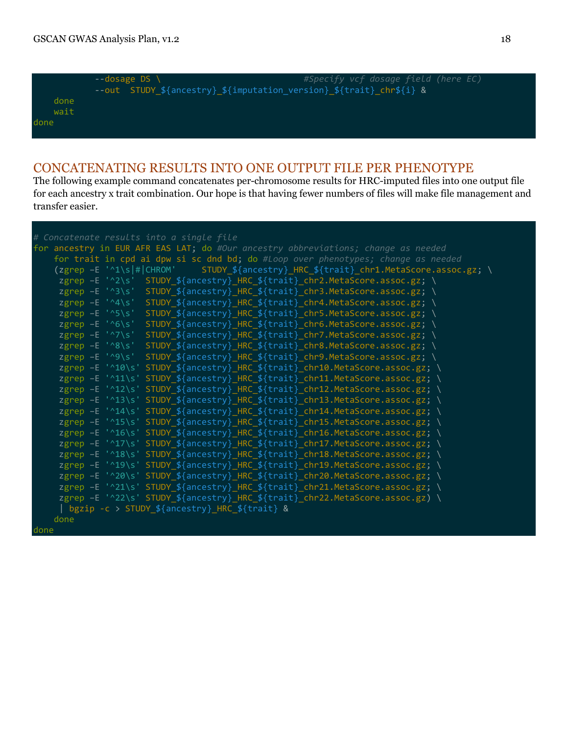```
        --dosage DS \                          #Specify vcf dosage field (here EC)
        --out  STUDY_${ancestry}_${imputation_version}_${trait}_chr${i} &
    done
    wait
done
```

## CONCATENATING RESULTS INTO ONE OUTPUT FILE PER PHENOTYPE

The following example command concatenates per-chromosome results for HRC-imputed files into one output file for each ancestry x trait combination. Our hope is that having fewer numbers of files will make file management and transfer easier.

```
# Concatenate results into a single file
for ancestry in EUR AFR EAS LAT; do #Our ancestry abbreviations; change as needed
    for trait in cpd ai dpw si sc dnd bd; do #Loop over phenotypes; change as needed
    (zgrep -E '^1\s|#|CHROM'     STUDY_${ancestry}_HRC_${trait}_chr1.MetaScore.assoc.gz; \
     zgrep -E '^2\s'  STUDY_${ancestry}_HRC_${trait}_chr2.MetaScore.assoc.gz; \
     zgrep -E '^3\s'  STUDY_${ancestry}_HRC_${trait}_chr3.MetaScore.assoc.gz; \
     zgrep -E '^4\s'  STUDY_${ancestry}_HRC_${trait}_chr4.MetaScore.assoc.gz; \
     zgrep -E '^5\s'  STUDY_${ancestry}_HRC_${trait}_chr5.MetaScore.assoc.gz; \
     zgrep -E '^6\s'  STUDY_${ancestry}_HRC_${trait}_chr6.MetaScore.assoc.gz; \
     zgrep -E '^7\s'  STUDY_${ancestry}_HRC_${trait}_chr7.MetaScore.assoc.gz; \
     zgrep -E '^8\s'  STUDY_${ancestry}_HRC_${trait}_chr8.MetaScore.assoc.gz; \
     zgrep -E '^9\s'  STUDY_${ancestry}_HRC_${trait}_chr9.MetaScore.assoc.gz; \
     zgrep -E '^10\s' STUDY_${ancestry}_HRC_${trait}_chr10.MetaScore.assoc.gz; \
     zgrep -E '^11\s' STUDY_${ancestry}_HRC_${trait}_chr11.MetaScore.assoc.gz; \
     zgrep -E '^12\s' STUDY_${ancestry}_HRC_${trait}_chr12.MetaScore.assoc.gz; \
     zgrep -E '^13\s' STUDY_${ancestry}_HRC_${trait}_chr13.MetaScore.assoc.gz; \
     zgrep -E '^14\s' STUDY_${ancestry}_HRC_${trait}_chr14.MetaScore.assoc.gz; \
     zgrep -E '^15\s' STUDY_${ancestry}_HRC_${trait}_chr15.MetaScore.assoc.gz; \
     zgrep -E '^16\s' STUDY_${ancestry}_HRC_${trait}_chr16.MetaScore.assoc.gz; \
     zgrep -E '^17\s' STUDY_${ancestry}_HRC_${trait}_chr17.MetaScore.assoc.gz; \
     zgrep -E '^18\s' STUDY_${ancestry}_HRC_${trait}_chr18.MetaScore.assoc.gz; \
     zgrep -E '^19\s' STUDY_${ancestry}_HRC_${trait}_chr19.MetaScore.assoc.gz; \
     zgrep -E '^20\s' STUDY_${ancestry}_HRC_${trait}_chr20.MetaScore.assoc.gz; \
     zgrep -E '^21\s' STUDY_${ancestry}_HRC_${trait}_chr21.MetaScore.assoc.gz; \
     zgrep -E '^22\s' STUDY_${ancestry}_HRC_${trait}_chr22.MetaScore.assoc.gz) \
     | bgzip -c > STUDY_${ancestry}_HRC_${trait} &
    done
done
```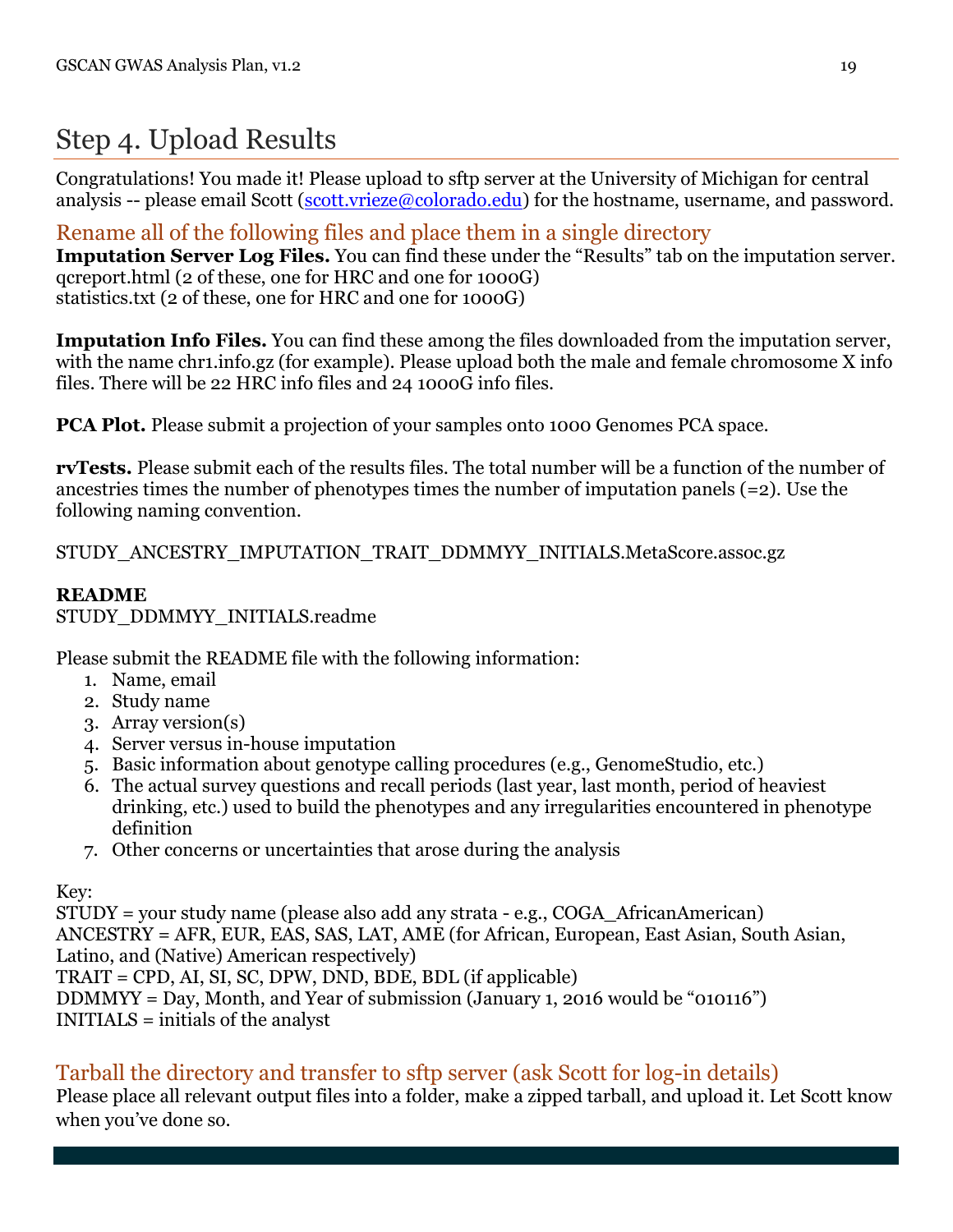# Step 4. Upload Results

Congratulations! You made it! Please upload to sftp server at the University of Michigan for central analysis -- please email Scott (scott.vrieze@colorado.edu) for the hostname, username, and password.

## Rename all of the following files and place them in a single directory

**Imputation Server Log Files.** You can find these under the "Results" tab on the imputation server.
qcreport.html (2 of these, one for HRC and one for 1000G)
statistics.txt (2 of these, one for HRC and one for 1000G)

**Imputation Info Files.** You can find these among the files downloaded from the imputation server, with the name chr1.info.gz (for example). Please upload both the male and female chromosome X info files. There will be 22 HRC info files and 24 1000G info files.

**PCA Plot.** Please submit a projection of your samples onto 1000 Genomes PCA space.

**rvTests.** Please submit each of the results files. The total number will be a function of the number of ancestries times the number of phenotypes times the number of imputation panels (=2). Use the following naming convention.

STUDY_ANCESTRY_IMPUTATION_TRAIT_DDMMYY_INITIALS.MetaScore.assoc.gz

**README**
STUDY_DDMMYY_INITIALS.readme

Please submit the README file with the following information:

1. Name, email
2. Study name
3. Array version(s)
4. Server versus in-house imputation
5. Basic information about genotype calling procedures (e.g., GenomeStudio, etc.)
6. The actual survey questions and recall periods (last year, last month, period of heaviest drinking, etc.) used to build the phenotypes and any irregularities encountered in phenotype definition
7. Other concerns or uncertainties that arose during the analysis

Key:
STUDY = your study name (please also add any strata - e.g., COGA_AfricanAmerican)
ANCESTRY = AFR, EUR, EAS, SAS, LAT, AME (for African, European, East Asian, South Asian, Latino, and (Native) American respectively)
TRAIT = CPD, AI, SI, SC, DPW, DND, BDE, BDL (if applicable)
DDMMYY = Day, Month, and Year of submission (January 1, 2016 would be "010116")
INITIALS = initials of the analyst

## Tarball the directory and transfer to sftp server (ask Scott for log-in details)

Please place all relevant output files into a folder, make a zipped tarball, and upload it. Let Scott know when you've done so.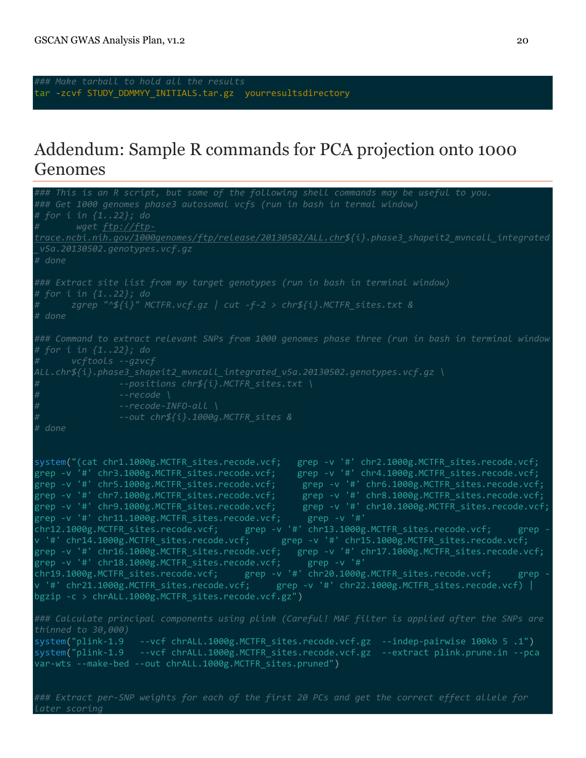```
### Make tarball to hold all the results
tar -zcvf STUDY_DDMMYY_INITIALS.tar.gz  yourresultsdirectory
```

# Addendum: Sample R commands for PCA projection onto 1000 Genomes

```
### This is an R script, but some of the following shell commands may be useful to you.
### Get 1000 genomes phase3 autosomal vcfs (run in bash in termal window)
# for i in {1..22}; do
#       wget ftp://ftp-trace.ncbi.nih.gov/1000genomes/ftp/release/20130502/ALL.chr${i}.phase3_shapeit2_mvncall_integrated_v5a.20130502.genotypes.vcf.gz
# done

### Extract site list from my target genotypes (run in bash in terminal window)
# for i in {1..22}; do
#       zgrep "^${i}" MCTFR.vcf.gz | cut -f-2 > chr${i}.MCTFR_sites.txt &
# done

### Command to extract relevant SNPs from 1000 genomes phase three (run in bash in terminal window
# for i in {1..22}; do
#       vcftools --gzvcf ALL.chr${i}.phase3_shapeit2_mvncall_integrated_v5a.20130502.genotypes.vcf.gz \
#               --positions chr${i}.MCTFR_sites.txt \
#               --recode \
#               --recode-INFO-all \
#               --out chr${i}.1000g.MCTFR_sites &
# done


system("(cat chr1.1000g.MCTFR_sites.recode.vcf;   grep -v '#' chr2.1000g.MCTFR_sites.recode.vcf;    grep -v '#' chr3.1000g.MCTFR_sites.recode.vcf;    grep -v '#' chr4.1000g.MCTFR_sites.recode.vcf;    grep -v '#' chr5.1000g.MCTFR_sites.recode.vcf;     grep -v '#' chr6.1000g.MCTFR_sites.recode.vcf;    grep -v '#' chr7.1000g.MCTFR_sites.recode.vcf;     grep -v '#' chr8.1000g.MCTFR_sites.recode.vcf;    grep -v '#' chr9.1000g.MCTFR_sites.recode.vcf;     grep -v '#' chr10.1000g.MCTFR_sites.recode.vcf;    grep -v '#' chr11.1000g.MCTFR_sites.recode.vcf;     grep -v '#' chr12.1000g.MCTFR_sites.recode.vcf;     grep -v '#' chr13.1000g.MCTFR_sites.recode.vcf;     grep -v '#' chr14.1000g.MCTFR_sites.recode.vcf;      grep -v '#' chr15.1000g.MCTFR_sites.recode.vcf;    grep -v '#' chr16.1000g.MCTFR_sites.recode.vcf;   grep -v '#' chr17.1000g.MCTFR_sites.recode.vcf;    grep -v '#' chr18.1000g.MCTFR_sites.recode.vcf;     grep -v '#' chr19.1000g.MCTFR_sites.recode.vcf;     grep -v '#' chr20.1000g.MCTFR_sites.recode.vcf;     grep -v '#' chr21.1000g.MCTFR_sites.recode.vcf;     grep -v '#' chr22.1000g.MCTFR_sites.recode.vcf) | bgzip -c > chrALL.1000g.MCTFR_sites.recode.vcf.gz")

### Calculate principal components using plink (Careful! MAF filter is applied after the SNPs are thinned to 30,000)
system("plink-1.9   --vcf chrALL.1000g.MCTFR_sites.recode.vcf.gz  --indep-pairwise 100kb 5 .1")
system("plink-1.9   --vcf chrALL.1000g.MCTFR_sites.recode.vcf.gz  --extract plink.prune.in --pca var-wts --make-bed --out chrALL.1000g.MCTFR_sites.pruned")


### Extract per-SNP weights for each of the first 20 PCs and get the correct effect allele for later scoring
```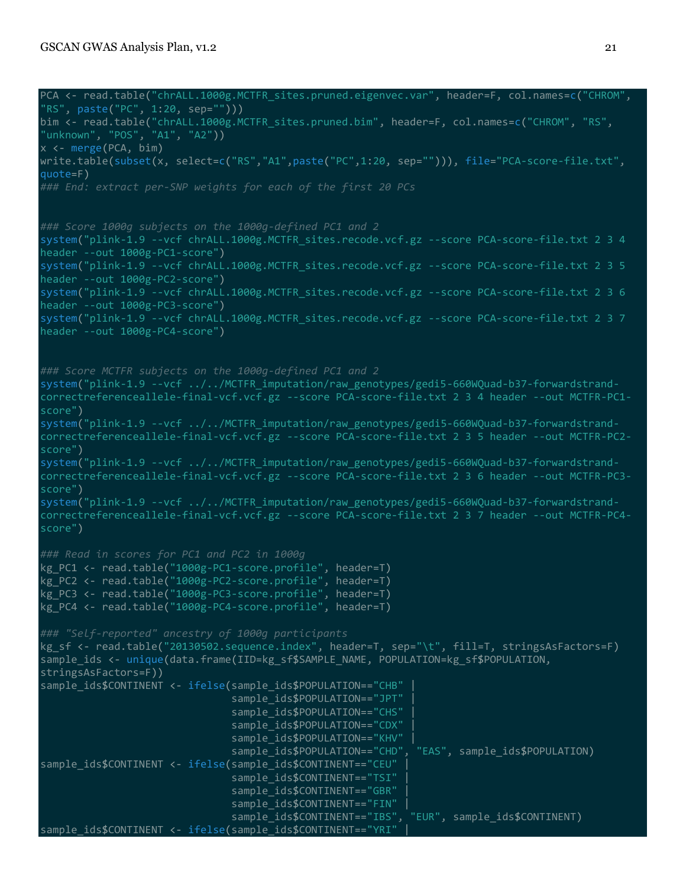```
PCA <- read.table("chrALL.1000g.MCTFR_sites.pruned.eigenvec.var", header=F, col.names=c("CHROM",
"RS", paste("PC", 1:20, sep="")))
bim <- read.table("chrALL.1000g.MCTFR_sites.pruned.bim", header=F, col.names=c("CHROM", "RS",
"unknown", "POS", "A1", "A2"))
x <- merge(PCA, bim)
write.table(subset(x, select=c("RS","A1",paste("PC",1:20, sep=""))), file="PCA-score-file.txt",
quote=F)
### End: extract per-SNP weights for each of the first 20 PCs


### Score 1000g subjects on the 1000g-defined PC1 and 2
system("plink-1.9 --vcf chrALL.1000g.MCTFR_sites.recode.vcf.gz --score PCA-score-file.txt 2 3 4
header --out 1000g-PC1-score")
system("plink-1.9 --vcf chrALL.1000g.MCTFR_sites.recode.vcf.gz --score PCA-score-file.txt 2 3 5
header --out 1000g-PC2-score")
system("plink-1.9 --vcf chrALL.1000g.MCTFR_sites.recode.vcf.gz --score PCA-score-file.txt 2 3 6
header --out 1000g-PC3-score")
system("plink-1.9 --vcf chrALL.1000g.MCTFR_sites.recode.vcf.gz --score PCA-score-file.txt 2 3 7
header --out 1000g-PC4-score")


### Score MCTFR subjects on the 1000g-defined PC1 and 2
system("plink-1.9 --vcf ../../MCTFR_imputation/raw_genotypes/gedi5-660WQuad-b37-forwardstrand-
correctreferenceallele-final-vcf.vcf.gz --score PCA-score-file.txt 2 3 4 header --out MCTFR-PC1-
score")
system("plink-1.9 --vcf ../../MCTFR_imputation/raw_genotypes/gedi5-660WQuad-b37-forwardstrand-
correctreferenceallele-final-vcf.vcf.gz --score PCA-score-file.txt 2 3 5 header --out MCTFR-PC2-
score")
system("plink-1.9 --vcf ../../MCTFR_imputation/raw_genotypes/gedi5-660WQuad-b37-forwardstrand-
correctreferenceallele-final-vcf.vcf.gz --score PCA-score-file.txt 2 3 6 header --out MCTFR-PC3-
score")
system("plink-1.9 --vcf ../../MCTFR_imputation/raw_genotypes/gedi5-660WQuad-b37-forwardstrand-
correctreferenceallele-final-vcf.vcf.gz --score PCA-score-file.txt 2 3 7 header --out MCTFR-PC4-
score")

### Read in scores for PC1 and PC2 in 1000g
kg_PC1 <- read.table("1000g-PC1-score.profile", header=T)
kg_PC2 <- read.table("1000g-PC2-score.profile", header=T)
kg_PC3 <- read.table("1000g-PC3-score.profile", header=T)
kg_PC4 <- read.table("1000g-PC4-score.profile", header=T)

### "Self-reported" ancestry of 1000g participants
kg_sf <- read.table("20130502.sequence.index", header=T, sep="\t", fill=T, stringsAsFactors=F)
sample_ids <- unique(data.frame(IID=kg_sf$SAMPLE_NAME, POPULATION=kg_sf$POPULATION,
stringsAsFactors=F))
sample_ids$CONTINENT <- ifelse(sample_ids$POPULATION=="CHB" |
                               sample_ids$POPULATION=="JPT" |
                               sample_ids$POPULATION=="CHS" |
                               sample_ids$POPULATION=="CDX" |
                               sample_ids$POPULATION=="KHV" |
                               sample_ids$POPULATION=="CHD", "EAS", sample_ids$POPULATION)
sample_ids$CONTINENT <- ifelse(sample_ids$CONTINENT=="CEU" |
                               sample_ids$CONTINENT=="TSI" |
                               sample_ids$CONTINENT=="GBR" |
                               sample_ids$CONTINENT=="FIN" |
                               sample_ids$CONTINENT=="IBS", "EUR", sample_ids$CONTINENT)
sample_ids$CONTINENT <- ifelse(sample_ids$CONTINENT=="YRI" |
```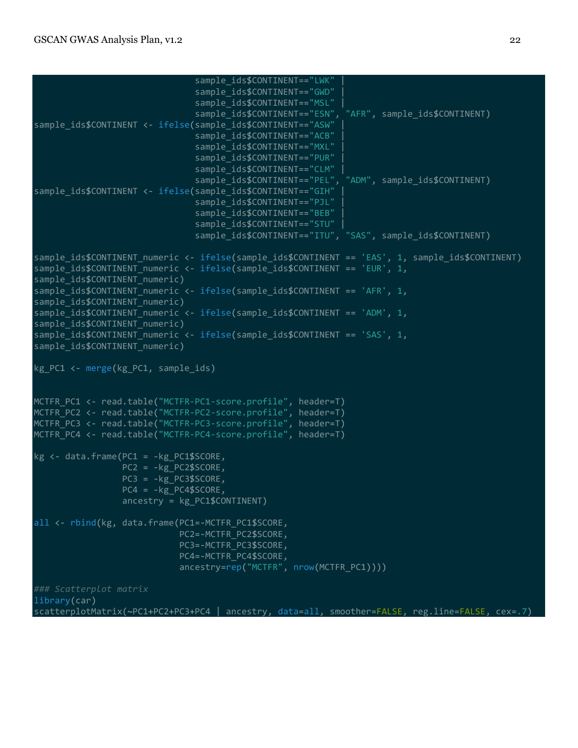```r
                                    sample_ids$CONTINENT=="LWK" |
                                    sample_ids$CONTINENT=="GWD" |
                                    sample_ids$CONTINENT=="MSL" |
                                    sample_ids$CONTINENT=="ESN", "AFR", sample_ids$CONTINENT)
sample_ids$CONTINENT <- ifelse(sample_ids$CONTINENT=="ASW" |
                                    sample_ids$CONTINENT=="ACB" |
                                    sample_ids$CONTINENT=="MXL" |
                                    sample_ids$CONTINENT=="PUR" |
                                    sample_ids$CONTINENT=="CLM" |
                                    sample_ids$CONTINENT=="PEL", "ADM", sample_ids$CONTINENT)
sample_ids$CONTINENT <- ifelse(sample_ids$CONTINENT=="GIH" |
                                    sample_ids$CONTINENT=="PJL" |
                                    sample_ids$CONTINENT=="BEB" |
                                    sample_ids$CONTINENT=="STU" |
                                    sample_ids$CONTINENT=="ITU", "SAS", sample_ids$CONTINENT)

sample_ids$CONTINENT_numeric <- ifelse(sample_ids$CONTINENT == 'EAS', 1, sample_ids$CONTINENT)
sample_ids$CONTINENT_numeric <- ifelse(sample_ids$CONTINENT == 'EUR', 1,
sample_ids$CONTINENT_numeric)
sample_ids$CONTINENT_numeric <- ifelse(sample_ids$CONTINENT == 'AFR', 1,
sample_ids$CONTINENT_numeric)
sample_ids$CONTINENT_numeric <- ifelse(sample_ids$CONTINENT == 'ADM', 1,
sample_ids$CONTINENT_numeric)
sample_ids$CONTINENT_numeric <- ifelse(sample_ids$CONTINENT == 'SAS', 1,
sample_ids$CONTINENT_numeric)

kg_PC1 <- merge(kg_PC1, sample_ids)


MCTFR_PC1 <- read.table("MCTFR-PC1-score.profile", header=T)
MCTFR_PC2 <- read.table("MCTFR-PC2-score.profile", header=T)
MCTFR_PC3 <- read.table("MCTFR-PC3-score.profile", header=T)
MCTFR_PC4 <- read.table("MCTFR-PC4-score.profile", header=T)

kg <- data.frame(PC1 = -kg_PC1$SCORE,
                 PC2 = -kg_PC2$SCORE,
                 PC3 = -kg_PC3$SCORE,
                 PC4 = -kg_PC4$SCORE,
                 ancestry = kg_PC1$CONTINENT)

all <- rbind(kg, data.frame(PC1=-MCTFR_PC1$SCORE,
                            PC2=-MCTFR_PC2$SCORE,
                            PC3=-MCTFR_PC3$SCORE,
                            PC4=-MCTFR_PC4$SCORE,
                            ancestry=rep("MCTFR", nrow(MCTFR_PC1))))

### Scatterplot matrix
library(car)
scatterplotMatrix(~PC1+PC2+PC3+PC4 | ancestry, data=all, smoother=FALSE, reg.line=FALSE, cex=.7)
```